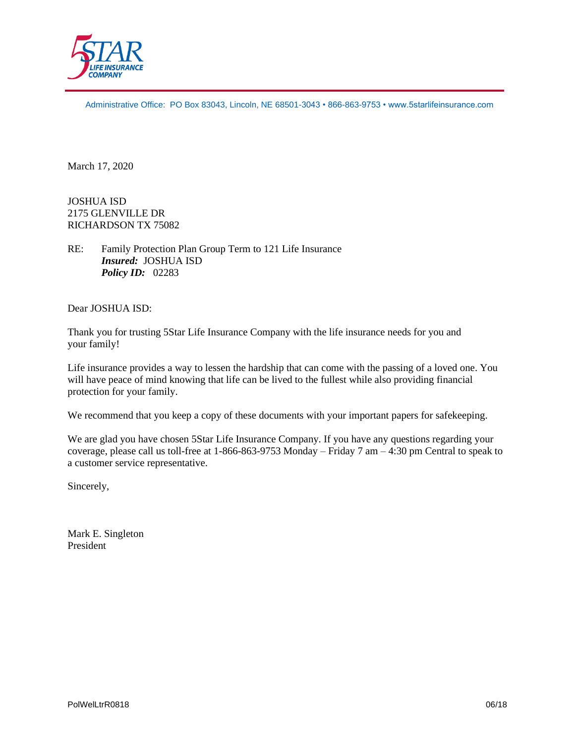**5STAR LIFE INSURANCE COMPANY**

Administrative Office: PO Box 83043, Lincoln, NE 68501-3043 • 866-863-9753 • www.5starlifeinsurance.com

March 17, 2020

JOSHUA ISD
2175 GLENVILLE DR
RICHARDSON TX 75082

RE: Family Protection Plan Group Term to 121 Life Insurance
***Insured:*** JOSHUA ISD
***Policy ID:*** 02283

Dear JOSHUA ISD:

Thank you for trusting 5Star Life Insurance Company with the life insurance needs for you and your family!

Life insurance provides a way to lessen the hardship that can come with the passing of a loved one. You will have peace of mind knowing that life can be lived to the fullest while also providing financial protection for your family.

We recommend that you keep a copy of these documents with your important papers for safekeeping.

We are glad you have chosen 5Star Life Insurance Company. If you have any questions regarding your coverage, please call us toll-free at 1-866-863-9753 Monday – Friday 7 am – 4:30 pm Central to speak to a customer service representative.

Sincerely,

Mark E. Singleton
President

PolWelLtrR0818 06/18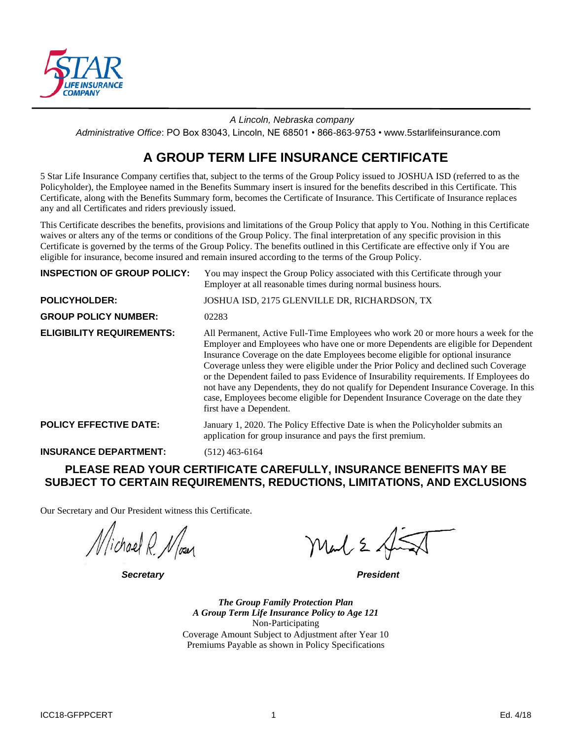*A Lincoln, Nebraska company*

*Administrative Office*: PO Box 83043, Lincoln, NE 68501 • 866-863-9753 • www.5starlifeinsurance.com

# A GROUP TERM LIFE INSURANCE CERTIFICATE

5 Star Life Insurance Company certifies that, subject to the terms of the Group Policy issued to JOSHUA ISD (referred to as the Policyholder), the Employee named in the Benefits Summary insert is insured for the benefits described in this Certificate. This Certificate, along with the Benefits Summary form, becomes the Certificate of Insurance. This Certificate of Insurance replaces any and all Certificates and riders previously issued.

This Certificate describes the benefits, provisions and limitations of the Group Policy that apply to You. Nothing in this Certificate waives or alters any of the terms or conditions of the Group Policy. The final interpretation of any specific provision in this Certificate is governed by the terms of the Group Policy. The benefits outlined in this Certificate are effective only if You are eligible for insurance, become insured and remain insured according to the terms of the Group Policy.

**INSPECTION OF GROUP POLICY:** You may inspect the Group Policy associated with this Certificate through your Employer at all reasonable times during normal business hours.

**POLICYHOLDER:** JOSHUA ISD, 2175 GLENVILLE DR, RICHARDSON, TX

**GROUP POLICY NUMBER:** 02283

**ELIGIBILITY REQUIREMENTS:** All Permanent, Active Full-Time Employees who work 20 or more hours a week for the Employer and Employees who have one or more Dependents are eligible for Dependent Insurance Coverage on the date Employees become eligible for optional insurance Coverage unless they were eligible under the Prior Policy and declined such Coverage or the Dependent failed to pass Evidence of Insurability requirements. If Employees do not have any Dependents, they do not qualify for Dependent Insurance Coverage. In this case, Employees become eligible for Dependent Insurance Coverage on the date they first have a Dependent.

**POLICY EFFECTIVE DATE:** January 1, 2020. The Policy Effective Date is when the Policyholder submits an application for group insurance and pays the first premium.

**INSURANCE DEPARTMENT:** (512) 463-6164

## PLEASE READ YOUR CERTIFICATE CAREFULLY, INSURANCE BENEFITS MAY BE SUBJECT TO CERTAIN REQUIREMENTS, REDUCTIONS, LIMITATIONS, AND EXCLUSIONS

Our Secretary and Our President witness this Certificate.

***Secretary*** ***President***

***The Group Family Protection Plan***
***A Group Term Life Insurance Policy to Age 121***
Non-Participating
Coverage Amount Subject to Adjustment after Year 10
Premiums Payable as shown in Policy Specifications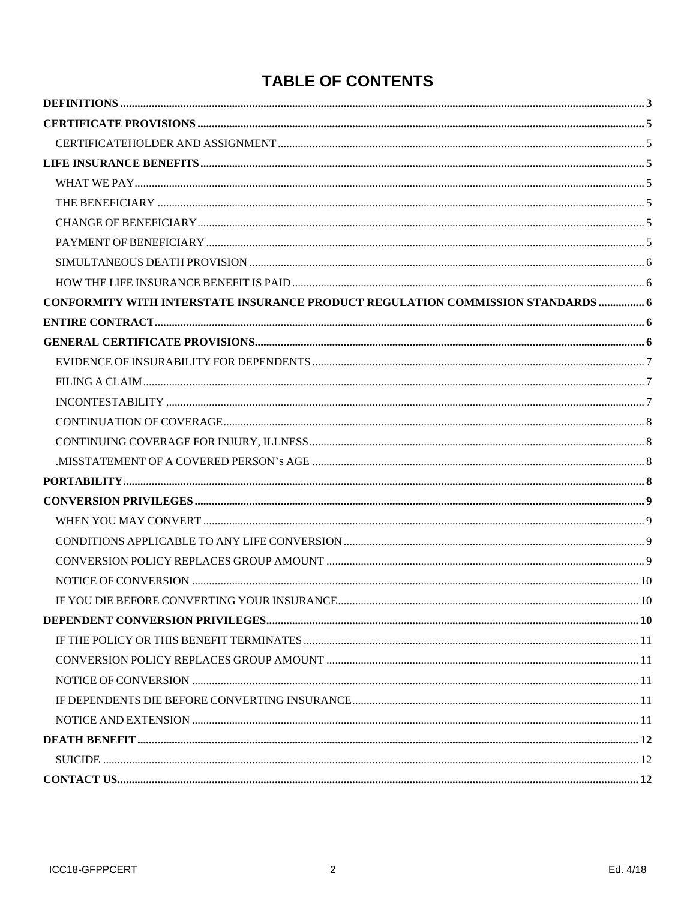# TABLE OF CONTENTS

**DEFINITIONS** ..... 3

**CERTIFICATE PROVISIONS** ..... 5

- CERTIFICATEHOLDER AND ASSIGNMENT ..... 5

**LIFE INSURANCE BENEFITS** ..... 5

- WHAT WE PAY ..... 5
- THE BENEFICIARY ..... 5
- CHANGE OF BENEFICIARY ..... 5
- PAYMENT OF BENEFICIARY ..... 5
- SIMULTANEOUS DEATH PROVISION ..... 6
- HOW THE LIFE INSURANCE BENEFIT IS PAID ..... 6

**CONFORMITY WITH INTERSTATE INSURANCE PRODUCT REGULATION COMMISSION STANDARDS** ..... 6

**ENTIRE CONTRACT** ..... 6

**GENERAL CERTIFICATE PROVISIONS** ..... 6

- EVIDENCE OF INSURABILITY FOR DEPENDENTS ..... 7
- FILING A CLAIM ..... 7
- INCONTESTABILITY ..... 7
- CONTINUATION OF COVERAGE ..... 8
- CONTINUING COVERAGE FOR INJURY, ILLNESS ..... 8
- .MISSTATEMENT OF A COVERED PERSON'S AGE ..... 8

**PORTABILITY** ..... 8

**CONVERSION PRIVILEGES** ..... 9

- WHEN YOU MAY CONVERT ..... 9
- CONDITIONS APPLICABLE TO ANY LIFE CONVERSION ..... 9
- CONVERSION POLICY REPLACES GROUP AMOUNT ..... 9
- NOTICE OF CONVERSION ..... 10
- IF YOU DIE BEFORE CONVERTING YOUR INSURANCE ..... 10

**DEPENDENT CONVERSION PRIVILEGES** ..... 10

- IF THE POLICY OR THIS BENEFIT TERMINATES ..... 11
- CONVERSION POLICY REPLACES GROUP AMOUNT ..... 11
- NOTICE OF CONVERSION ..... 11
- IF DEPENDENTS DIE BEFORE CONVERTING INSURANCE ..... 11
- NOTICE AND EXTENSION ..... 11

**DEATH BENEFIT** ..... 12

- SUICIDE ..... 12

**CONTACT US** ..... 12

ICC18-GFPPCERT Ed. 4/18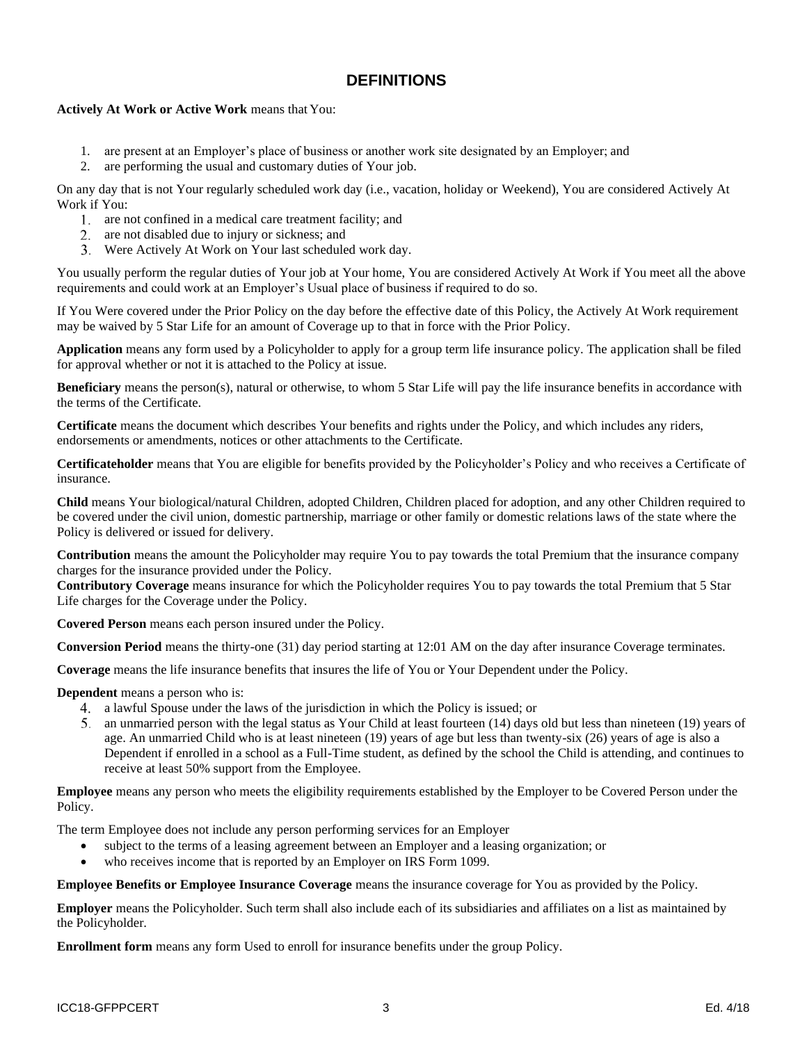# DEFINITIONS

**Actively At Work or Active Work** means that You:

1. are present at an Employer's place of business or another work site designated by an Employer; and
2. are performing the usual and customary duties of Your job.

On any day that is not Your regularly scheduled work day (i.e., vacation, holiday or Weekend), You are considered Actively At Work if You:

1. are not confined in a medical care treatment facility; and
2. are not disabled due to injury or sickness; and
3. Were Actively At Work on Your last scheduled work day.

You usually perform the regular duties of Your job at Your home, You are considered Actively At Work if You meet all the above requirements and could work at an Employer's Usual place of business if required to do so.

If You Were covered under the Prior Policy on the day before the effective date of this Policy, the Actively At Work requirement may be waived by 5 Star Life for an amount of Coverage up to that in force with the Prior Policy.

**Application** means any form used by a Policyholder to apply for a group term life insurance policy. The application shall be filed for approval whether or not it is attached to the Policy at issue.

**Beneficiary** means the person(s), natural or otherwise, to whom 5 Star Life will pay the life insurance benefits in accordance with the terms of the Certificate.

**Certificate** means the document which describes Your benefits and rights under the Policy, and which includes any riders, endorsements or amendments, notices or other attachments to the Certificate.

**Certificateholder** means that You are eligible for benefits provided by the Policyholder's Policy and who receives a Certificate of insurance.

**Child** means Your biological/natural Children, adopted Children, Children placed for adoption, and any other Children required to be covered under the civil union, domestic partnership, marriage or other family or domestic relations laws of the state where the Policy is delivered or issued for delivery.

**Contribution** means the amount the Policyholder may require You to pay towards the total Premium that the insurance company charges for the insurance provided under the Policy.

**Contributory Coverage** means insurance for which the Policyholder requires You to pay towards the total Premium that 5 Star Life charges for the Coverage under the Policy.

**Covered Person** means each person insured under the Policy.

**Conversion Period** means the thirty-one (31) day period starting at 12:01 AM on the day after insurance Coverage terminates.

**Coverage** means the life insurance benefits that insures the life of You or Your Dependent under the Policy.

**Dependent** means a person who is:

4. a lawful Spouse under the laws of the jurisdiction in which the Policy is issued; or
5. an unmarried person with the legal status as Your Child at least fourteen (14) days old but less than nineteen (19) years of age. An unmarried Child who is at least nineteen (19) years of age but less than twenty-six (26) years of age is also a Dependent if enrolled in a school as a Full-Time student, as defined by the school the Child is attending, and continues to receive at least 50% support from the Employee.

**Employee** means any person who meets the eligibility requirements established by the Employer to be Covered Person under the Policy.

The term Employee does not include any person performing services for an Employer

- subject to the terms of a leasing agreement between an Employer and a leasing organization; or
- who receives income that is reported by an Employer on IRS Form 1099.

**Employee Benefits or Employee Insurance Coverage** means the insurance coverage for You as provided by the Policy.

**Employer** means the Policyholder. Such term shall also include each of its subsidiaries and affiliates on a list as maintained by the Policyholder.

**Enrollment form** means any form Used to enroll for insurance benefits under the group Policy.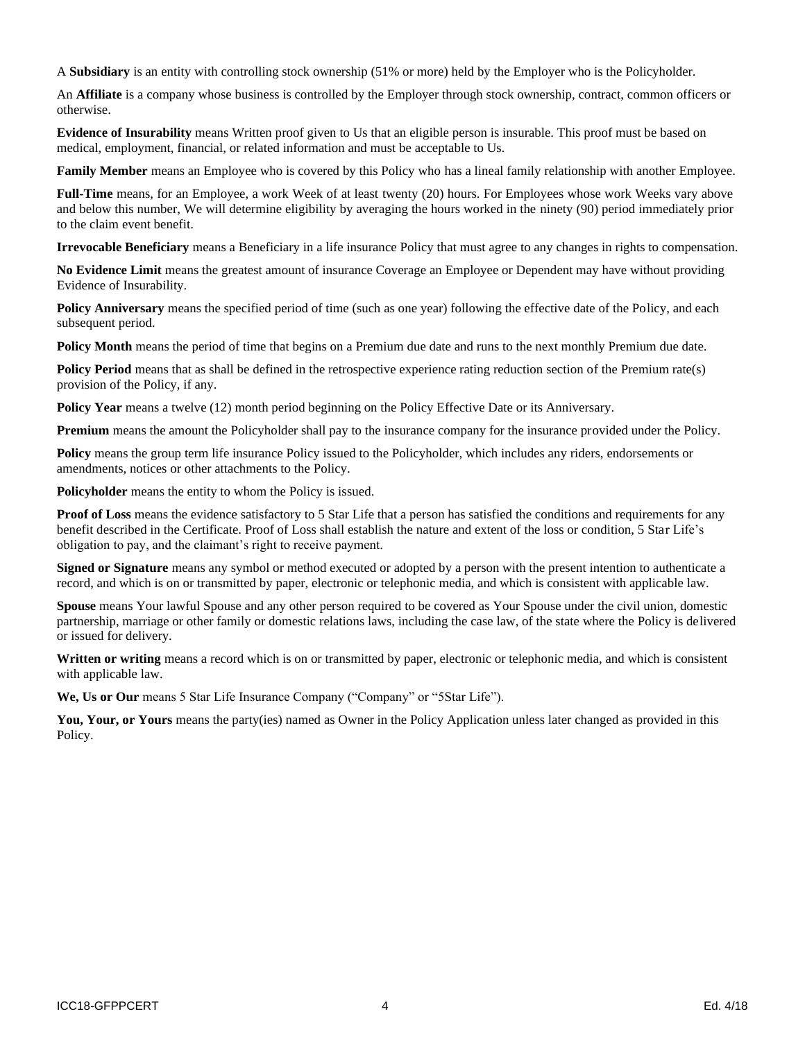A **Subsidiary** is an entity with controlling stock ownership (51% or more) held by the Employer who is the Policyholder.

An **Affiliate** is a company whose business is controlled by the Employer through stock ownership, contract, common officers or otherwise.

**Evidence of Insurability** means Written proof given to Us that an eligible person is insurable. This proof must be based on medical, employment, financial, or related information and must be acceptable to Us.

**Family Member** means an Employee who is covered by this Policy who has a lineal family relationship with another Employee.

**Full-Time** means, for an Employee, a work Week of at least twenty (20) hours. For Employees whose work Weeks vary above and below this number, We will determine eligibility by averaging the hours worked in the ninety (90) period immediately prior to the claim event benefit.

**Irrevocable Beneficiary** means a Beneficiary in a life insurance Policy that must agree to any changes in rights to compensation.

**No Evidence Limit** means the greatest amount of insurance Coverage an Employee or Dependent may have without providing Evidence of Insurability.

**Policy Anniversary** means the specified period of time (such as one year) following the effective date of the Policy, and each subsequent period.

**Policy Month** means the period of time that begins on a Premium due date and runs to the next monthly Premium due date.

**Policy Period** means that as shall be defined in the retrospective experience rating reduction section of the Premium rate(s) provision of the Policy, if any.

**Policy Year** means a twelve (12) month period beginning on the Policy Effective Date or its Anniversary.

**Premium** means the amount the Policyholder shall pay to the insurance company for the insurance provided under the Policy.

**Policy** means the group term life insurance Policy issued to the Policyholder, which includes any riders, endorsements or amendments, notices or other attachments to the Policy.

**Policyholder** means the entity to whom the Policy is issued.

**Proof of Loss** means the evidence satisfactory to 5 Star Life that a person has satisfied the conditions and requirements for any benefit described in the Certificate. Proof of Loss shall establish the nature and extent of the loss or condition, 5 Star Life's obligation to pay, and the claimant's right to receive payment.

**Signed or Signature** means any symbol or method executed or adopted by a person with the present intention to authenticate a record, and which is on or transmitted by paper, electronic or telephonic media, and which is consistent with applicable law.

**Spouse** means Your lawful Spouse and any other person required to be covered as Your Spouse under the civil union, domestic partnership, marriage or other family or domestic relations laws, including the case law, of the state where the Policy is delivered or issued for delivery.

**Written or writing** means a record which is on or transmitted by paper, electronic or telephonic media, and which is consistent with applicable law.

**We, Us or Our** means 5 Star Life Insurance Company ("Company" or "5Star Life").

**You, Your, or Yours** means the party(ies) named as Owner in the Policy Application unless later changed as provided in this Policy.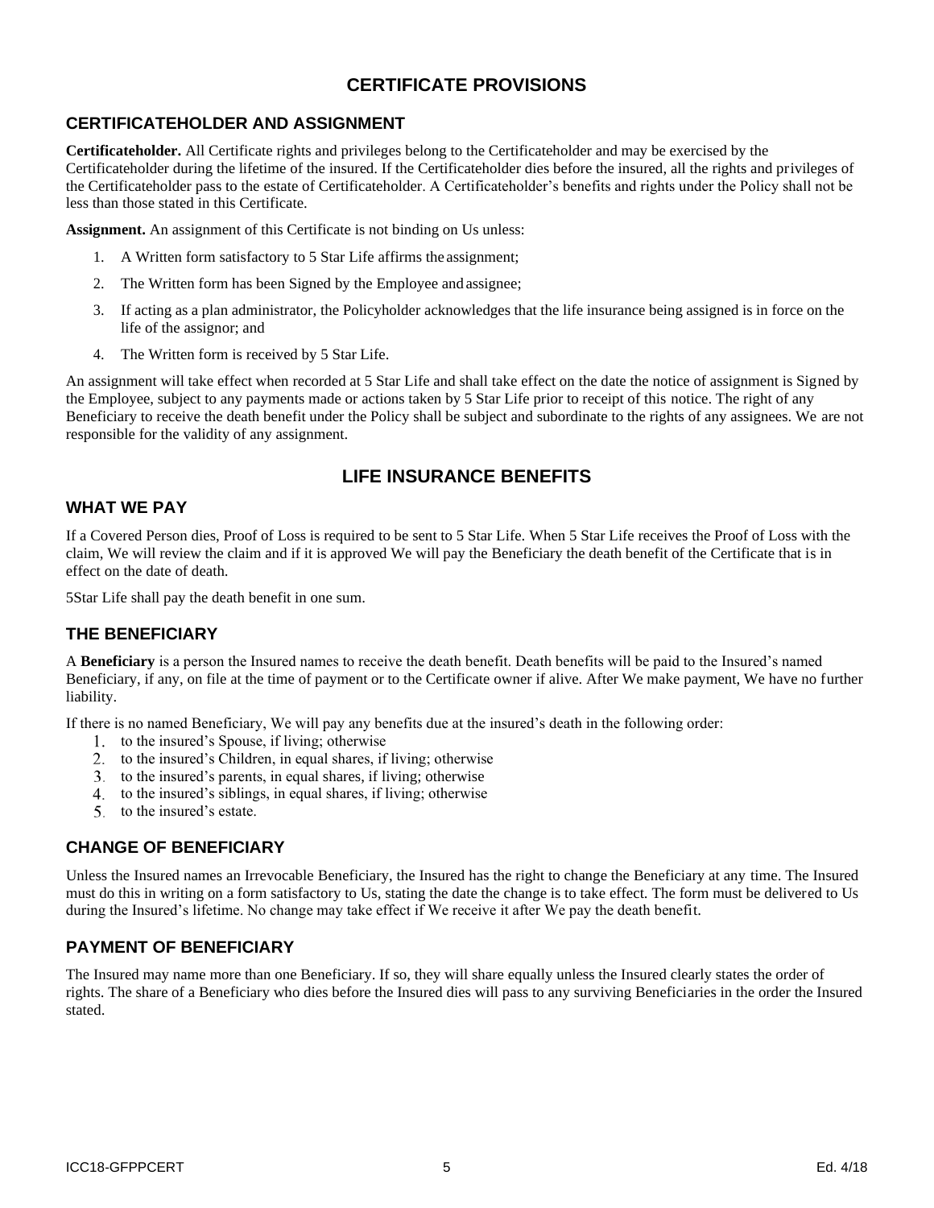# CERTIFICATE PROVISIONS

## CERTIFICATEHOLDER AND ASSIGNMENT

**Certificateholder.** All Certificate rights and privileges belong to the Certificateholder and may be exercised by the Certificateholder during the lifetime of the insured. If the Certificateholder dies before the insured, all the rights and privileges of the Certificateholder pass to the estate of Certificateholder. A Certificateholder's benefits and rights under the Policy shall not be less than those stated in this Certificate.

**Assignment.** An assignment of this Certificate is not binding on Us unless:

1. A Written form satisfactory to 5 Star Life affirms the assignment;
2. The Written form has been Signed by the Employee and assignee;
3. If acting as a plan administrator, the Policyholder acknowledges that the life insurance being assigned is in force on the life of the assignor; and
4. The Written form is received by 5 Star Life.

An assignment will take effect when recorded at 5 Star Life and shall take effect on the date the notice of assignment is Signed by the Employee, subject to any payments made or actions taken by 5 Star Life prior to receipt of this notice. The right of any Beneficiary to receive the death benefit under the Policy shall be subject and subordinate to the rights of any assignees. We are not responsible for the validity of any assignment.

# LIFE INSURANCE BENEFITS

## WHAT WE PAY

If a Covered Person dies, Proof of Loss is required to be sent to 5 Star Life. When 5 Star Life receives the Proof of Loss with the claim, We will review the claim and if it is approved We will pay the Beneficiary the death benefit of the Certificate that is in effect on the date of death.

5Star Life shall pay the death benefit in one sum.

## THE BENEFICIARY

A **Beneficiary** is a person the Insured names to receive the death benefit. Death benefits will be paid to the Insured's named Beneficiary, if any, on file at the time of payment or to the Certificate owner if alive. After We make payment, We have no further liability.

If there is no named Beneficiary, We will pay any benefits due at the insured's death in the following order:

1. to the insured's Spouse, if living; otherwise
2. to the insured's Children, in equal shares, if living; otherwise
3. to the insured's parents, in equal shares, if living; otherwise
4. to the insured's siblings, in equal shares, if living; otherwise
5. to the insured's estate.

## CHANGE OF BENEFICIARY

Unless the Insured names an Irrevocable Beneficiary, the Insured has the right to change the Beneficiary at any time. The Insured must do this in writing on a form satisfactory to Us, stating the date the change is to take effect. The form must be delivered to Us during the Insured's lifetime. No change may take effect if We receive it after We pay the death benefit.

## PAYMENT OF BENEFICIARY

The Insured may name more than one Beneficiary. If so, they will share equally unless the Insured clearly states the order of rights. The share of a Beneficiary who dies before the Insured dies will pass to any surviving Beneficiaries in the order the Insured stated.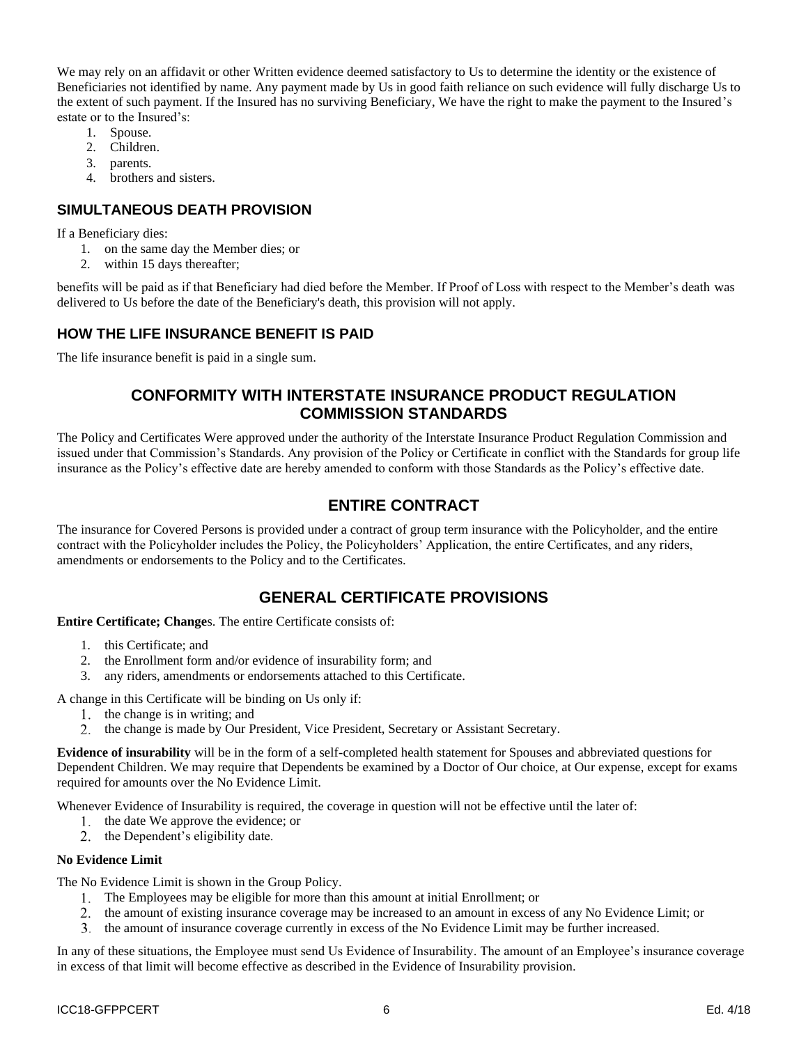We may rely on an affidavit or other Written evidence deemed satisfactory to Us to determine the identity or the existence of Beneficiaries not identified by name. Any payment made by Us in good faith reliance on such evidence will fully discharge Us to the extent of such payment. If the Insured has no surviving Beneficiary, We have the right to make the payment to the Insured's estate or to the Insured's:

1. Spouse.
2. Children.
3. parents.
4. brothers and sisters.

### SIMULTANEOUS DEATH PROVISION

If a Beneficiary dies:

1. on the same day the Member dies; or
2. within 15 days thereafter;

benefits will be paid as if that Beneficiary had died before the Member. If Proof of Loss with respect to the Member's death was delivered to Us before the date of the Beneficiary's death, this provision will not apply.

### HOW THE LIFE INSURANCE BENEFIT IS PAID

The life insurance benefit is paid in a single sum.

## CONFORMITY WITH INTERSTATE INSURANCE PRODUCT REGULATION COMMISSION STANDARDS

The Policy and Certificates Were approved under the authority of the Interstate Insurance Product Regulation Commission and issued under that Commission's Standards. Any provision of the Policy or Certificate in conflict with the Standards for group life insurance as the Policy's effective date are hereby amended to conform with those Standards as the Policy's effective date.

## ENTIRE CONTRACT

The insurance for Covered Persons is provided under a contract of group term insurance with the Policyholder, and the entire contract with the Policyholder includes the Policy, the Policyholders' Application, the entire Certificates, and any riders, amendments or endorsements to the Policy and to the Certificates.

## GENERAL CERTIFICATE PROVISIONS

**Entire Certificate; Change**s. The entire Certificate consists of:

1. this Certificate; and
2. the Enrollment form and/or evidence of insurability form; and
3. any riders, amendments or endorsements attached to this Certificate.

A change in this Certificate will be binding on Us only if:

1. the change is in writing; and
2. the change is made by Our President, Vice President, Secretary or Assistant Secretary.

**Evidence of insurability** will be in the form of a self-completed health statement for Spouses and abbreviated questions for Dependent Children. We may require that Dependents be examined by a Doctor of Our choice, at Our expense, except for exams required for amounts over the No Evidence Limit.

Whenever Evidence of Insurability is required, the coverage in question will not be effective until the later of:

1. the date We approve the evidence; or
2. the Dependent's eligibility date.

**No Evidence Limit**

The No Evidence Limit is shown in the Group Policy.

1. The Employees may be eligible for more than this amount at initial Enrollment; or
2. the amount of existing insurance coverage may be increased to an amount in excess of any No Evidence Limit; or
3. the amount of insurance coverage currently in excess of the No Evidence Limit may be further increased.

In any of these situations, the Employee must send Us Evidence of Insurability. The amount of an Employee's insurance coverage in excess of that limit will become effective as described in the Evidence of Insurability provision.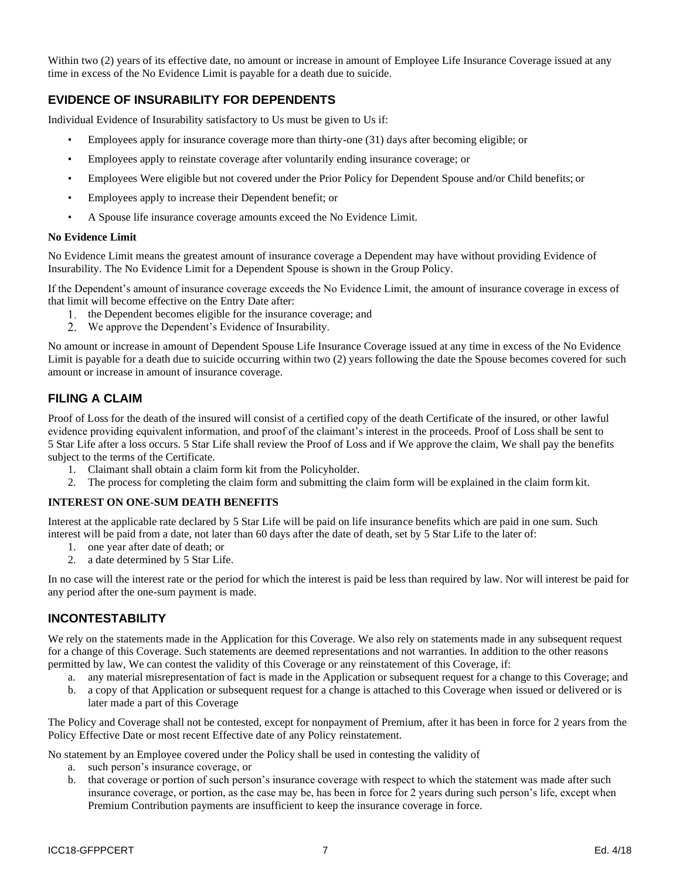Within two (2) years of its effective date, no amount or increase in amount of Employee Life Insurance Coverage issued at any time in excess of the No Evidence Limit is payable for a death due to suicide.

## EVIDENCE OF INSURABILITY FOR DEPENDENTS

Individual Evidence of Insurability satisfactory to Us must be given to Us if:

- Employees apply for insurance coverage more than thirty-one (31) days after becoming eligible; or
- Employees apply to reinstate coverage after voluntarily ending insurance coverage; or
- Employees Were eligible but not covered under the Prior Policy for Dependent Spouse and/or Child benefits; or
- Employees apply to increase their Dependent benefit; or
- A Spouse life insurance coverage amounts exceed the No Evidence Limit.

**No Evidence Limit**

No Evidence Limit means the greatest amount of insurance coverage a Dependent may have without providing Evidence of Insurability. The No Evidence Limit for a Dependent Spouse is shown in the Group Policy.

If the Dependent's amount of insurance coverage exceeds the No Evidence Limit, the amount of insurance coverage in excess of that limit will become effective on the Entry Date after:

1. the Dependent becomes eligible for the insurance coverage; and
2. We approve the Dependent's Evidence of Insurability.

No amount or increase in amount of Dependent Spouse Life Insurance Coverage issued at any time in excess of the No Evidence Limit is payable for a death due to suicide occurring within two (2) years following the date the Spouse becomes covered for such amount or increase in amount of insurance coverage.

## FILING A CLAIM

Proof of Loss for the death of the insured will consist of a certified copy of the death Certificate of the insured, or other lawful evidence providing equivalent information, and proof of the claimant's interest in the proceeds. Proof of Loss shall be sent to 5 Star Life after a loss occurs. 5 Star Life shall review the Proof of Loss and if We approve the claim, We shall pay the benefits subject to the terms of the Certificate.

1. Claimant shall obtain a claim form kit from the Policyholder.
2. The process for completing the claim form and submitting the claim form will be explained in the claim form kit.

**INTEREST ON ONE-SUM DEATH BENEFITS**

Interest at the applicable rate declared by 5 Star Life will be paid on life insurance benefits which are paid in one sum. Such interest will be paid from a date, not later than 60 days after the date of death, set by 5 Star Life to the later of:

1. one year after date of death; or
2. a date determined by 5 Star Life.

In no case will the interest rate or the period for which the interest is paid be less than required by law. Nor will interest be paid for any period after the one-sum payment is made.

## INCONTESTABILITY

We rely on the statements made in the Application for this Coverage. We also rely on statements made in any subsequent request for a change of this Coverage. Such statements are deemed representations and not warranties. In addition to the other reasons permitted by law, We can contest the validity of this Coverage or any reinstatement of this Coverage, if:

a. any material misrepresentation of fact is made in the Application or subsequent request for a change to this Coverage; and
b. a copy of that Application or subsequent request for a change is attached to this Coverage when issued or delivered or is later made a part of this Coverage

The Policy and Coverage shall not be contested, except for nonpayment of Premium, after it has been in force for 2 years from the Policy Effective Date or most recent Effective date of any Policy reinstatement.

No statement by an Employee covered under the Policy shall be used in contesting the validity of

a. such person's insurance coverage, or
b. that coverage or portion of such person's insurance coverage with respect to which the statement was made after such insurance coverage, or portion, as the case may be, has been in force for 2 years during such person's life, except when Premium Contribution payments are insufficient to keep the insurance coverage in force.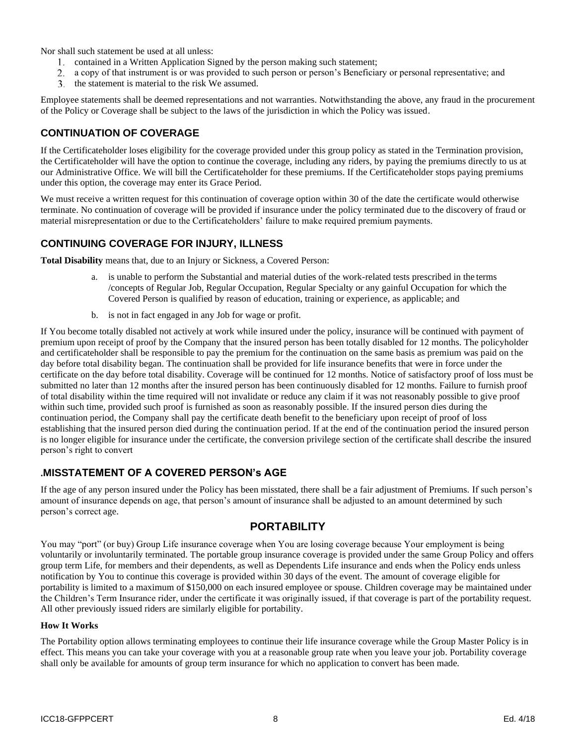Nor shall such statement be used at all unless:

1. contained in a Written Application Signed by the person making such statement;
2. a copy of that instrument is or was provided to such person or person's Beneficiary or personal representative; and
3. the statement is material to the risk We assumed.

Employee statements shall be deemed representations and not warranties. Notwithstanding the above, any fraud in the procurement of the Policy or Coverage shall be subject to the laws of the jurisdiction in which the Policy was issued.

## CONTINUATION OF COVERAGE

If the Certificateholder loses eligibility for the coverage provided under this group policy as stated in the Termination provision, the Certificateholder will have the option to continue the coverage, including any riders, by paying the premiums directly to us at our Administrative Office. We will bill the Certificateholder for these premiums. If the Certificateholder stops paying premiums under this option, the coverage may enter its Grace Period.

We must receive a written request for this continuation of coverage option within 30 of the date the certificate would otherwise terminate. No continuation of coverage will be provided if insurance under the policy terminated due to the discovery of fraud or material misrepresentation or due to the Certificateholders' failure to make required premium payments.

## CONTINUING COVERAGE FOR INJURY, ILLNESS

**Total Disability** means that, due to an Injury or Sickness, a Covered Person:

a. is unable to perform the Substantial and material duties of the work-related tests prescribed in the terms /concepts of Regular Job, Regular Occupation, Regular Specialty or any gainful Occupation for which the Covered Person is qualified by reason of education, training or experience, as applicable; and

b. is not in fact engaged in any Job for wage or profit.

If You become totally disabled not actively at work while insured under the policy, insurance will be continued with payment of premium upon receipt of proof by the Company that the insured person has been totally disabled for 12 months. The policyholder and certificateholder shall be responsible to pay the premium for the continuation on the same basis as premium was paid on the day before total disability began. The continuation shall be provided for life insurance benefits that were in force under the certificate on the day before total disability. Coverage will be continued for 12 months. Notice of satisfactory proof of loss must be submitted no later than 12 months after the insured person has been continuously disabled for 12 months. Failure to furnish proof of total disability within the time required will not invalidate or reduce any claim if it was not reasonably possible to give proof within such time, provided such proof is furnished as soon as reasonably possible. If the insured person dies during the continuation period, the Company shall pay the certificate death benefit to the beneficiary upon receipt of proof of loss establishing that the insured person died during the continuation period. If at the end of the continuation period the insured person is no longer eligible for insurance under the certificate, the conversion privilege section of the certificate shall describe the insured person's right to convert

## .MISSTATEMENT OF A COVERED PERSON's AGE

If the age of any person insured under the Policy has been misstated, there shall be a fair adjustment of Premiums. If such person's amount of insurance depends on age, that person's amount of insurance shall be adjusted to an amount determined by such person's correct age.

# PORTABILITY

You may "port" (or buy) Group Life insurance coverage when You are losing coverage because Your employment is being voluntarily or involuntarily terminated. The portable group insurance coverage is provided under the same Group Policy and offers group term Life, for members and their dependents, as well as Dependents Life insurance and ends when the Policy ends unless notification by You to continue this coverage is provided within 30 days of the event. The amount of coverage eligible for portability is limited to a maximum of $150,000 on each insured employee or spouse. Children coverage may be maintained under the Children's Term Insurance rider, under the certificate it was originally issued, if that coverage is part of the portability request. All other previously issued riders are similarly eligible for portability.

### How It Works

The Portability option allows terminating employees to continue their life insurance coverage while the Group Master Policy is in effect. This means you can take your coverage with you at a reasonable group rate when you leave your job. Portability coverage shall only be available for amounts of group term insurance for which no application to convert has been made.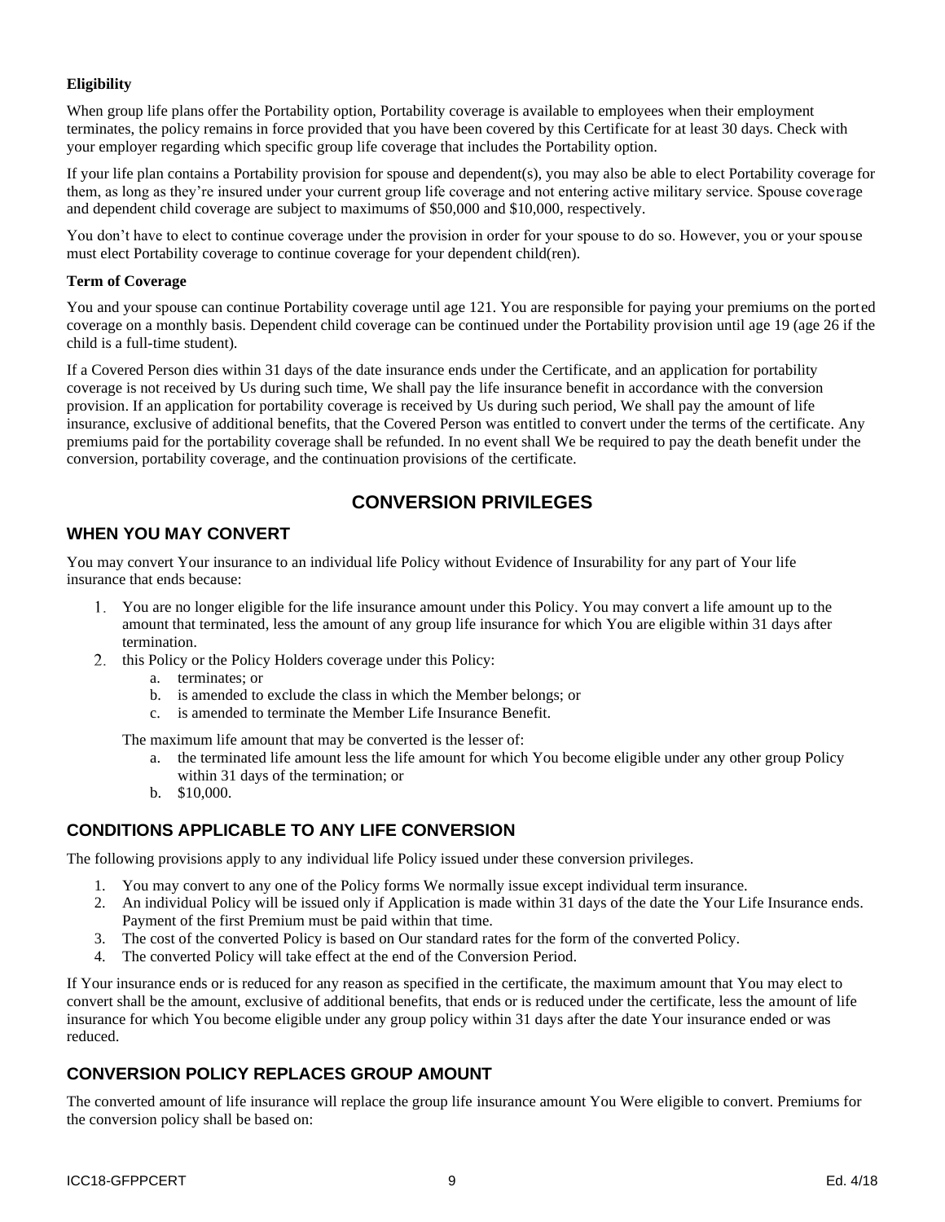**Eligibility**

When group life plans offer the Portability option, Portability coverage is available to employees when their employment terminates, the policy remains in force provided that you have been covered by this Certificate for at least 30 days. Check with your employer regarding which specific group life coverage that includes the Portability option.

If your life plan contains a Portability provision for spouse and dependent(s), you may also be able to elect Portability coverage for them, as long as they're insured under your current group life coverage and not entering active military service. Spouse coverage and dependent child coverage are subject to maximums of $50,000 and $10,000, respectively.

You don't have to elect to continue coverage under the provision in order for your spouse to do so. However, you or your spouse must elect Portability coverage to continue coverage for your dependent child(ren).

**Term of Coverage**

You and your spouse can continue Portability coverage until age 121. You are responsible for paying your premiums on the ported coverage on a monthly basis. Dependent child coverage can be continued under the Portability provision until age 19 (age 26 if the child is a full-time student).

If a Covered Person dies within 31 days of the date insurance ends under the Certificate, and an application for portability coverage is not received by Us during such time, We shall pay the life insurance benefit in accordance with the conversion provision. If an application for portability coverage is received by Us during such period, We shall pay the amount of life insurance, exclusive of additional benefits, that the Covered Person was entitled to convert under the terms of the certificate. Any premiums paid for the portability coverage shall be refunded. In no event shall We be required to pay the death benefit under the conversion, portability coverage, and the continuation provisions of the certificate.

## CONVERSION PRIVILEGES

### WHEN YOU MAY CONVERT

You may convert Your insurance to an individual life Policy without Evidence of Insurability for any part of Your life insurance that ends because:

1. You are no longer eligible for the life insurance amount under this Policy. You may convert a life amount up to the amount that terminated, less the amount of any group life insurance for which You are eligible within 31 days after termination.
2. this Policy or the Policy Holders coverage under this Policy:
   a. terminates; or
   b. is amended to exclude the class in which the Member belongs; or
   c. is amended to terminate the Member Life Insurance Benefit.

   The maximum life amount that may be converted is the lesser of:
   a. the terminated life amount less the life amount for which You become eligible under any other group Policy within 31 days of the termination; or
   b. $10,000.

### CONDITIONS APPLICABLE TO ANY LIFE CONVERSION

The following provisions apply to any individual life Policy issued under these conversion privileges.

1. You may convert to any one of the Policy forms We normally issue except individual term insurance.
2. An individual Policy will be issued only if Application is made within 31 days of the date the Your Life Insurance ends. Payment of the first Premium must be paid within that time.
3. The cost of the converted Policy is based on Our standard rates for the form of the converted Policy.
4. The converted Policy will take effect at the end of the Conversion Period.

If Your insurance ends or is reduced for any reason as specified in the certificate, the maximum amount that You may elect to convert shall be the amount, exclusive of additional benefits, that ends or is reduced under the certificate, less the amount of life insurance for which You become eligible under any group policy within 31 days after the date Your insurance ended or was reduced.

### CONVERSION POLICY REPLACES GROUP AMOUNT

The converted amount of life insurance will replace the group life insurance amount You Were eligible to convert. Premiums for the conversion policy shall be based on: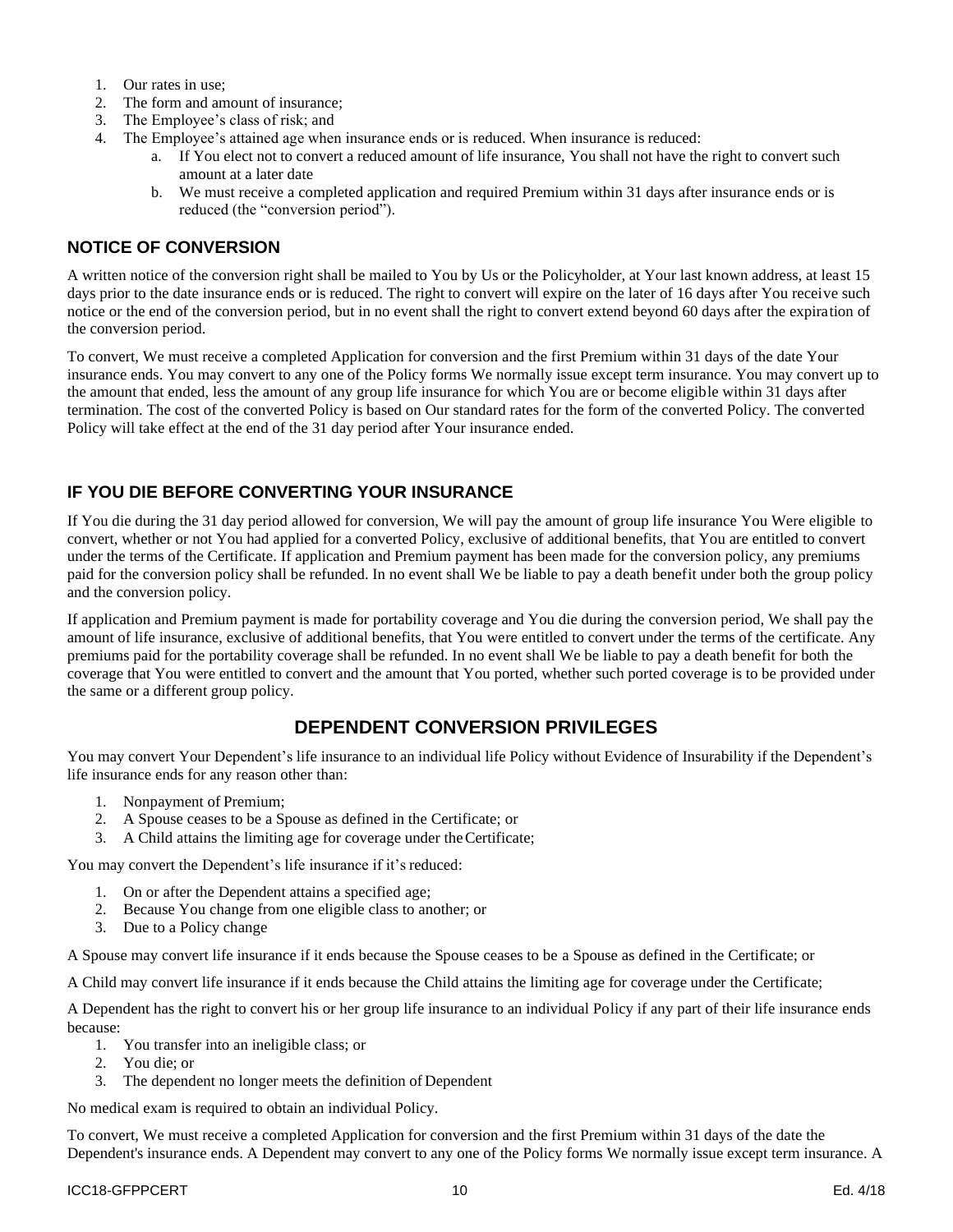1. Our rates in use;
2. The form and amount of insurance;
3. The Employee's class of risk; and
4. The Employee's attained age when insurance ends or is reduced. When insurance is reduced:
   a. If You elect not to convert a reduced amount of life insurance, You shall not have the right to convert such amount at a later date
   b. We must receive a completed application and required Premium within 31 days after insurance ends or is reduced (the "conversion period").

### NOTICE OF CONVERSION

A written notice of the conversion right shall be mailed to You by Us or the Policyholder, at Your last known address, at least 15 days prior to the date insurance ends or is reduced. The right to convert will expire on the later of 16 days after You receive such notice or the end of the conversion period, but in no event shall the right to convert extend beyond 60 days after the expiration of the conversion period.

To convert, We must receive a completed Application for conversion and the first Premium within 31 days of the date Your insurance ends. You may convert to any one of the Policy forms We normally issue except term insurance. You may convert up to the amount that ended, less the amount of any group life insurance for which You are or become eligible within 31 days after termination. The cost of the converted Policy is based on Our standard rates for the form of the converted Policy. The converted Policy will take effect at the end of the 31 day period after Your insurance ended.

### IF YOU DIE BEFORE CONVERTING YOUR INSURANCE

If You die during the 31 day period allowed for conversion, We will pay the amount of group life insurance You Were eligible to convert, whether or not You had applied for a converted Policy, exclusive of additional benefits, that You are entitled to convert under the terms of the Certificate. If application and Premium payment has been made for the conversion policy, any premiums paid for the conversion policy shall be refunded. In no event shall We be liable to pay a death benefit under both the group policy and the conversion policy.

If application and Premium payment is made for portability coverage and You die during the conversion period, We shall pay the amount of life insurance, exclusive of additional benefits, that You were entitled to convert under the terms of the certificate. Any premiums paid for the portability coverage shall be refunded. In no event shall We be liable to pay a death benefit for both the coverage that You were entitled to convert and the amount that You ported, whether such ported coverage is to be provided under the same or a different group policy.

## DEPENDENT CONVERSION PRIVILEGES

You may convert Your Dependent's life insurance to an individual life Policy without Evidence of Insurability if the Dependent's life insurance ends for any reason other than:

1. Nonpayment of Premium;
2. A Spouse ceases to be a Spouse as defined in the Certificate; or
3. A Child attains the limiting age for coverage under the Certificate;

You may convert the Dependent's life insurance if it's reduced:

1. On or after the Dependent attains a specified age;
2. Because You change from one eligible class to another; or
3. Due to a Policy change

A Spouse may convert life insurance if it ends because the Spouse ceases to be a Spouse as defined in the Certificate; or

A Child may convert life insurance if it ends because the Child attains the limiting age for coverage under the Certificate;

A Dependent has the right to convert his or her group life insurance to an individual Policy if any part of their life insurance ends because:

1. You transfer into an ineligible class; or
2. You die; or
3. The dependent no longer meets the definition of Dependent

No medical exam is required to obtain an individual Policy.

To convert, We must receive a completed Application for conversion and the first Premium within 31 days of the date the Dependent's insurance ends. A Dependent may convert to any one of the Policy forms We normally issue except term insurance. A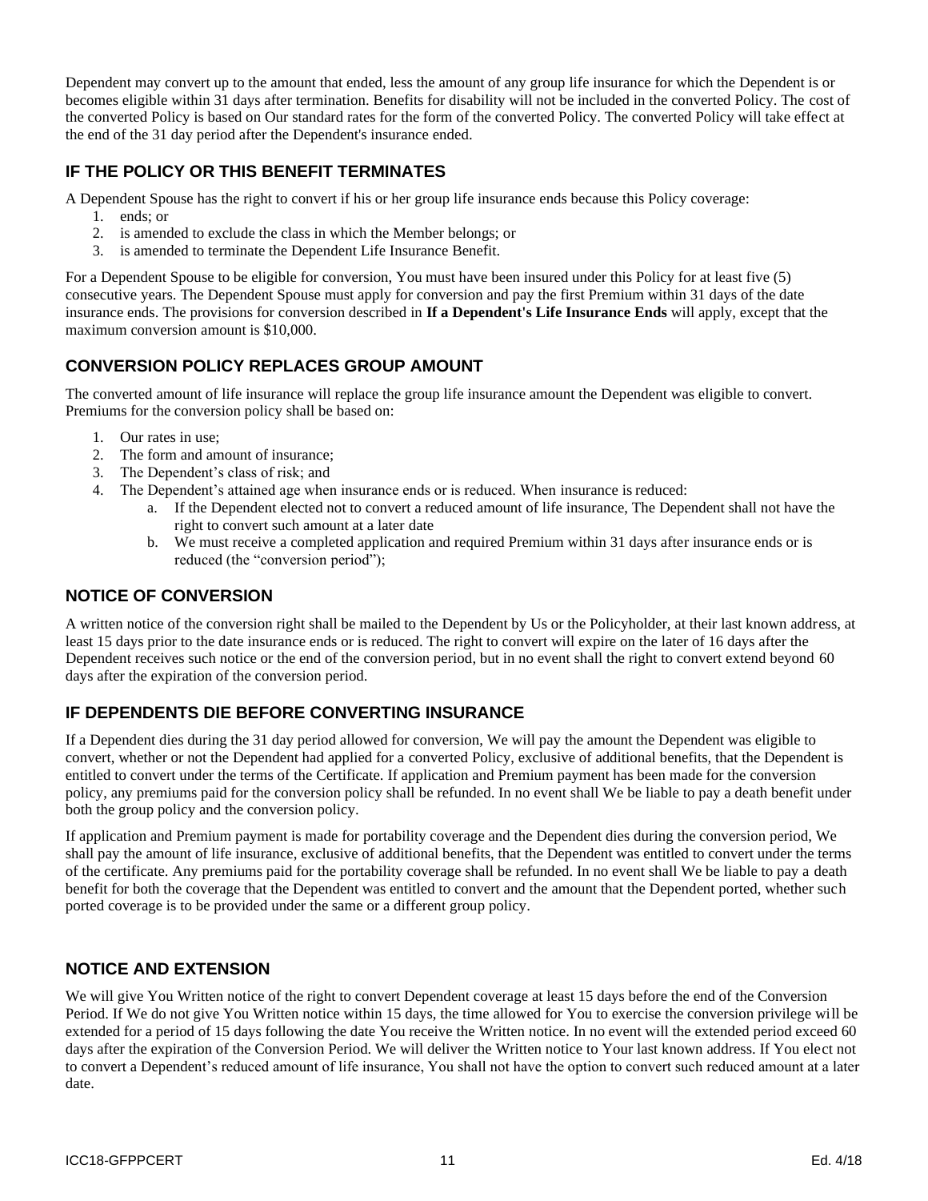Dependent may convert up to the amount that ended, less the amount of any group life insurance for which the Dependent is or becomes eligible within 31 days after termination. Benefits for disability will not be included in the converted Policy. The cost of the converted Policy is based on Our standard rates for the form of the converted Policy. The converted Policy will take effect at the end of the 31 day period after the Dependent's insurance ended.

## IF THE POLICY OR THIS BENEFIT TERMINATES

A Dependent Spouse has the right to convert if his or her group life insurance ends because this Policy coverage:

1. ends; or
2. is amended to exclude the class in which the Member belongs; or
3. is amended to terminate the Dependent Life Insurance Benefit.

For a Dependent Spouse to be eligible for conversion, You must have been insured under this Policy for at least five (5) consecutive years. The Dependent Spouse must apply for conversion and pay the first Premium within 31 days of the date insurance ends. The provisions for conversion described in **If a Dependent's Life Insurance Ends** will apply, except that the maximum conversion amount is $10,000.

## CONVERSION POLICY REPLACES GROUP AMOUNT

The converted amount of life insurance will replace the group life insurance amount the Dependent was eligible to convert. Premiums for the conversion policy shall be based on:

1. Our rates in use;
2. The form and amount of insurance;
3. The Dependent's class of risk; and
4. The Dependent's attained age when insurance ends or is reduced. When insurance is reduced:
   a. If the Dependent elected not to convert a reduced amount of life insurance, The Dependent shall not have the right to convert such amount at a later date
   b. We must receive a completed application and required Premium within 31 days after insurance ends or is reduced (the "conversion period");

## NOTICE OF CONVERSION

A written notice of the conversion right shall be mailed to the Dependent by Us or the Policyholder, at their last known address, at least 15 days prior to the date insurance ends or is reduced. The right to convert will expire on the later of 16 days after the Dependent receives such notice or the end of the conversion period, but in no event shall the right to convert extend beyond 60 days after the expiration of the conversion period.

## IF DEPENDENTS DIE BEFORE CONVERTING INSURANCE

If a Dependent dies during the 31 day period allowed for conversion, We will pay the amount the Dependent was eligible to convert, whether or not the Dependent had applied for a converted Policy, exclusive of additional benefits, that the Dependent is entitled to convert under the terms of the Certificate. If application and Premium payment has been made for the conversion policy, any premiums paid for the conversion policy shall be refunded. In no event shall We be liable to pay a death benefit under both the group policy and the conversion policy.

If application and Premium payment is made for portability coverage and the Dependent dies during the conversion period, We shall pay the amount of life insurance, exclusive of additional benefits, that the Dependent was entitled to convert under the terms of the certificate. Any premiums paid for the portability coverage shall be refunded. In no event shall We be liable to pay a death benefit for both the coverage that the Dependent was entitled to convert and the amount that the Dependent ported, whether such ported coverage is to be provided under the same or a different group policy.

## NOTICE AND EXTENSION

We will give You Written notice of the right to convert Dependent coverage at least 15 days before the end of the Conversion Period. If We do not give You Written notice within 15 days, the time allowed for You to exercise the conversion privilege will be extended for a period of 15 days following the date You receive the Written notice. In no event will the extended period exceed 60 days after the expiration of the Conversion Period. We will deliver the Written notice to Your last known address. If You elect not to convert a Dependent's reduced amount of life insurance, You shall not have the option to convert such reduced amount at a later date.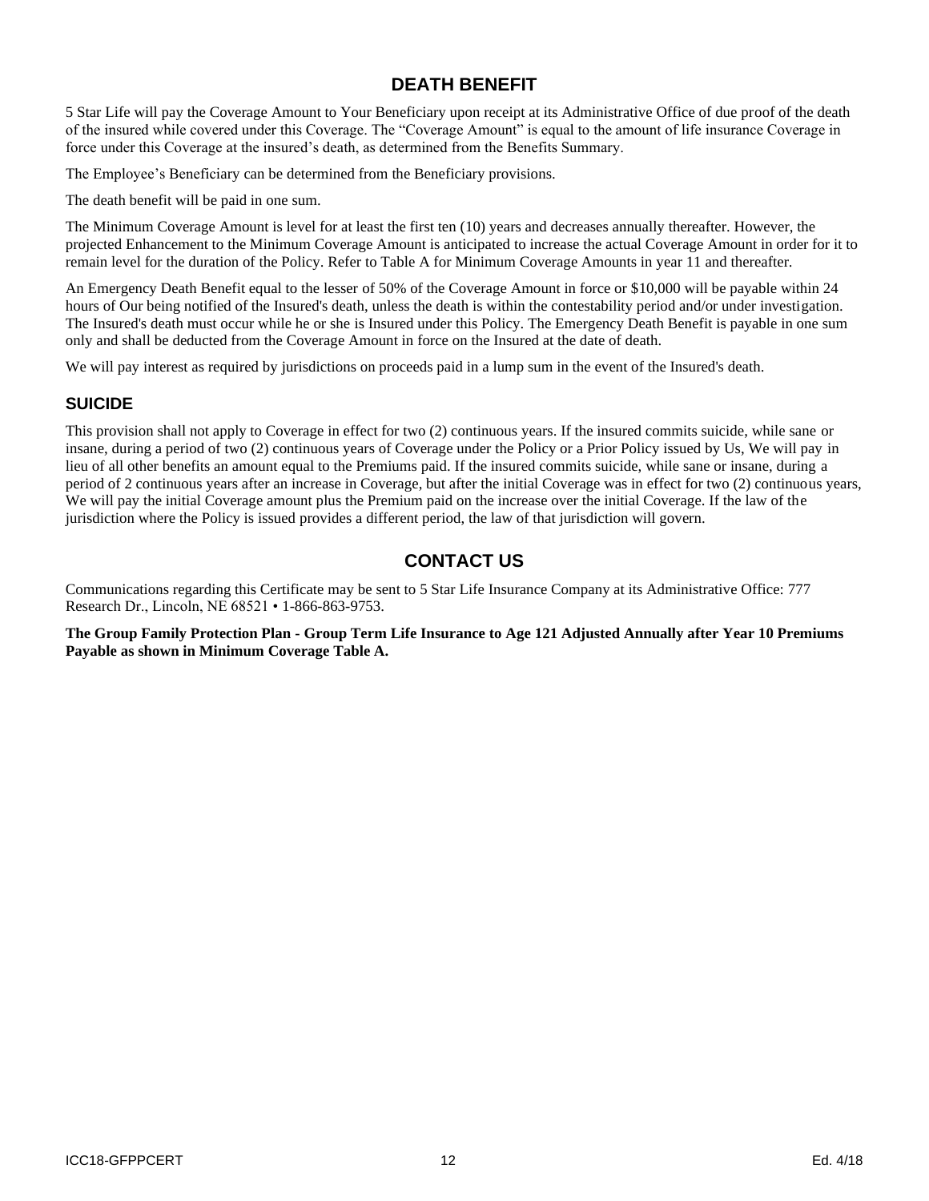## DEATH BENEFIT

5 Star Life will pay the Coverage Amount to Your Beneficiary upon receipt at its Administrative Office of due proof of the death of the insured while covered under this Coverage. The "Coverage Amount" is equal to the amount of life insurance Coverage in force under this Coverage at the insured's death, as determined from the Benefits Summary.

The Employee's Beneficiary can be determined from the Beneficiary provisions.

The death benefit will be paid in one sum.

The Minimum Coverage Amount is level for at least the first ten (10) years and decreases annually thereafter. However, the projected Enhancement to the Minimum Coverage Amount is anticipated to increase the actual Coverage Amount in order for it to remain level for the duration of the Policy. Refer to Table A for Minimum Coverage Amounts in year 11 and thereafter.

An Emergency Death Benefit equal to the lesser of 50% of the Coverage Amount in force or $10,000 will be payable within 24 hours of Our being notified of the Insured's death, unless the death is within the contestability period and/or under investigation. The Insured's death must occur while he or she is Insured under this Policy. The Emergency Death Benefit is payable in one sum only and shall be deducted from the Coverage Amount in force on the Insured at the date of death.

We will pay interest as required by jurisdictions on proceeds paid in a lump sum in the event of the Insured's death.

### SUICIDE

This provision shall not apply to Coverage in effect for two (2) continuous years. If the insured commits suicide, while sane or insane, during a period of two (2) continuous years of Coverage under the Policy or a Prior Policy issued by Us, We will pay in lieu of all other benefits an amount equal to the Premiums paid. If the insured commits suicide, while sane or insane, during a period of 2 continuous years after an increase in Coverage, but after the initial Coverage was in effect for two (2) continuous years, We will pay the initial Coverage amount plus the Premium paid on the increase over the initial Coverage. If the law of the jurisdiction where the Policy is issued provides a different period, the law of that jurisdiction will govern.

## CONTACT US

Communications regarding this Certificate may be sent to 5 Star Life Insurance Company at its Administrative Office: 777 Research Dr., Lincoln, NE 68521 • 1-866-863-9753.

**The Group Family Protection Plan - Group Term Life Insurance to Age 121 Adjusted Annually after Year 10 Premiums Payable as shown in Minimum Coverage Table A.**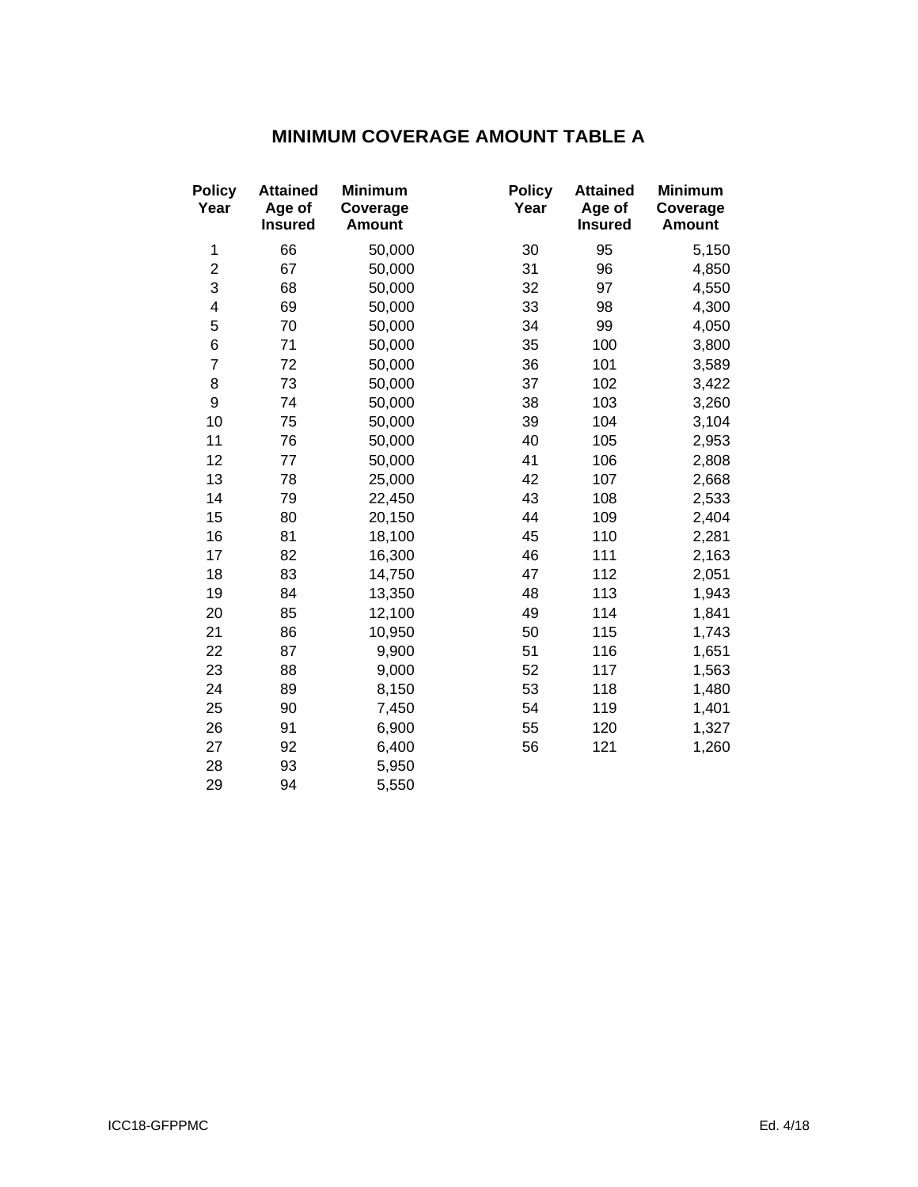# MINIMUM COVERAGE AMOUNT TABLE A

| Policy Year | Attained Age of Insured | Minimum Coverage Amount |
|---|---|---|
| 1 | 66 | 50,000 |
| 2 | 67 | 50,000 |
| 3 | 68 | 50,000 |
| 4 | 69 | 50,000 |
| 5 | 70 | 50,000 |
| 6 | 71 | 50,000 |
| 7 | 72 | 50,000 |
| 8 | 73 | 50,000 |
| 9 | 74 | 50,000 |
| 10 | 75 | 50,000 |
| 11 | 76 | 50,000 |
| 12 | 77 | 50,000 |
| 13 | 78 | 25,000 |
| 14 | 79 | 22,450 |
| 15 | 80 | 20,150 |
| 16 | 81 | 18,100 |
| 17 | 82 | 16,300 |
| 18 | 83 | 14,750 |
| 19 | 84 | 13,350 |
| 20 | 85 | 12,100 |
| 21 | 86 | 10,950 |
| 22 | 87 | 9,900 |
| 23 | 88 | 9,000 |
| 24 | 89 | 8,150 |
| 25 | 90 | 7,450 |
| 26 | 91 | 6,900 |
| 27 | 92 | 6,400 |
| 28 | 93 | 5,950 |
| 29 | 94 | 5,550 |
| 30 | 95 | 5,150 |
| 31 | 96 | 4,850 |
| 32 | 97 | 4,550 |
| 33 | 98 | 4,300 |
| 34 | 99 | 4,050 |
| 35 | 100 | 3,800 |
| 36 | 101 | 3,589 |
| 37 | 102 | 3,422 |
| 38 | 103 | 3,260 |
| 39 | 104 | 3,104 |
| 40 | 105 | 2,953 |
| 41 | 106 | 2,808 |
| 42 | 107 | 2,668 |
| 43 | 108 | 2,533 |
| 44 | 109 | 2,404 |
| 45 | 110 | 2,281 |
| 46 | 111 | 2,163 |
| 47 | 112 | 2,051 |
| 48 | 113 | 1,943 |
| 49 | 114 | 1,841 |
| 50 | 115 | 1,743 |
| 51 | 116 | 1,651 |
| 52 | 117 | 1,563 |
| 53 | 118 | 1,480 |
| 54 | 119 | 1,401 |
| 55 | 120 | 1,327 |
| 56 | 121 | 1,260 |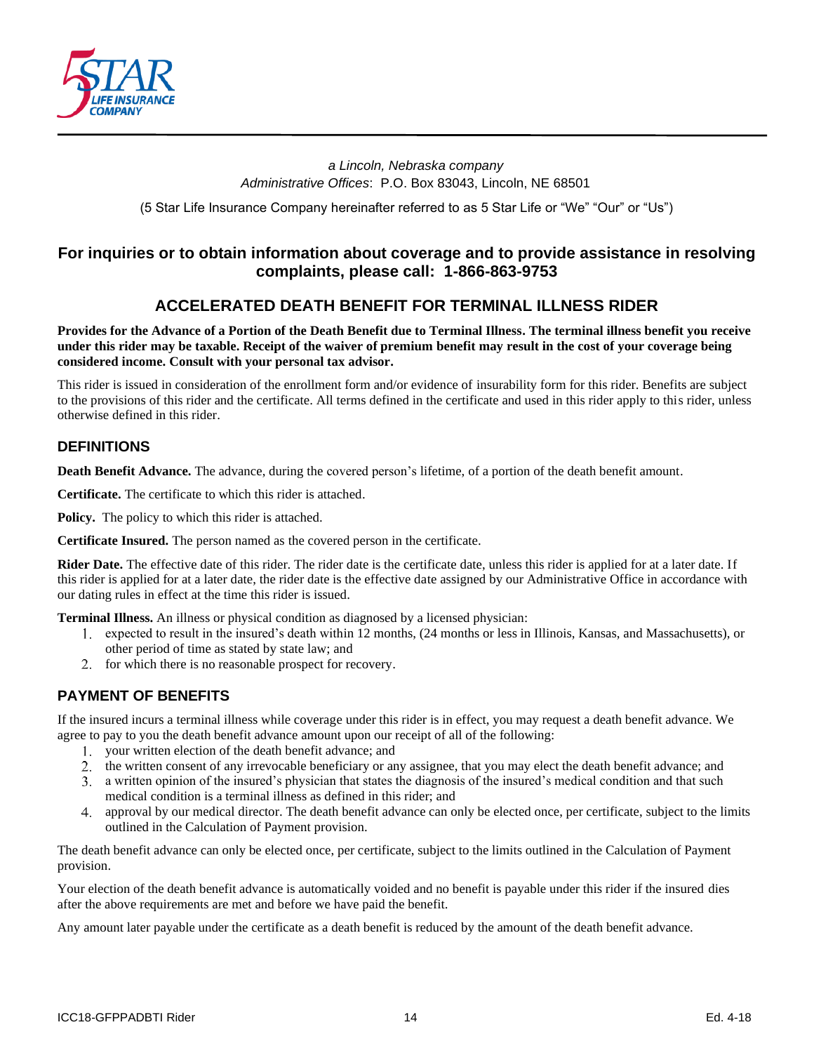*a Lincoln, Nebraska company*
*Administrative Offices*: P.O. Box 83043, Lincoln, NE 68501

(5 Star Life Insurance Company hereinafter referred to as 5 Star Life or "We" "Our" or "Us")

**For inquiries or to obtain information about coverage and to provide assistance in resolving complaints, please call: 1-866-863-9753**

## ACCELERATED DEATH BENEFIT FOR TERMINAL ILLNESS RIDER

**Provides for the Advance of a Portion of the Death Benefit due to Terminal Illness. The terminal illness benefit you receive under this rider may be taxable. Receipt of the waiver of premium benefit may result in the cost of your coverage being considered income. Consult with your personal tax advisor.**

This rider is issued in consideration of the enrollment form and/or evidence of insurability form for this rider. Benefits are subject to the provisions of this rider and the certificate. All terms defined in the certificate and used in this rider apply to this rider, unless otherwise defined in this rider.

### DEFINITIONS

**Death Benefit Advance.** The advance, during the covered person's lifetime, of a portion of the death benefit amount.

**Certificate.** The certificate to which this rider is attached.

**Policy.** The policy to which this rider is attached.

**Certificate Insured.** The person named as the covered person in the certificate.

**Rider Date.** The effective date of this rider. The rider date is the certificate date, unless this rider is applied for at a later date. If this rider is applied for at a later date, the rider date is the effective date assigned by our Administrative Office in accordance with our dating rules in effect at the time this rider is issued.

**Terminal Illness.** An illness or physical condition as diagnosed by a licensed physician:

1. expected to result in the insured's death within 12 months, (24 months or less in Illinois, Kansas, and Massachusetts), or other period of time as stated by state law; and
2. for which there is no reasonable prospect for recovery.

### PAYMENT OF BENEFITS

If the insured incurs a terminal illness while coverage under this rider is in effect, you may request a death benefit advance. We agree to pay to you the death benefit advance amount upon our receipt of all of the following:

1. your written election of the death benefit advance; and
2. the written consent of any irrevocable beneficiary or any assignee, that you may elect the death benefit advance; and
3. a written opinion of the insured's physician that states the diagnosis of the insured's medical condition and that such medical condition is a terminal illness as defined in this rider; and
4. approval by our medical director. The death benefit advance can only be elected once, per certificate, subject to the limits outlined in the Calculation of Payment provision.

The death benefit advance can only be elected once, per certificate, subject to the limits outlined in the Calculation of Payment provision.

Your election of the death benefit advance is automatically voided and no benefit is payable under this rider if the insured dies after the above requirements are met and before we have paid the benefit.

Any amount later payable under the certificate as a death benefit is reduced by the amount of the death benefit advance.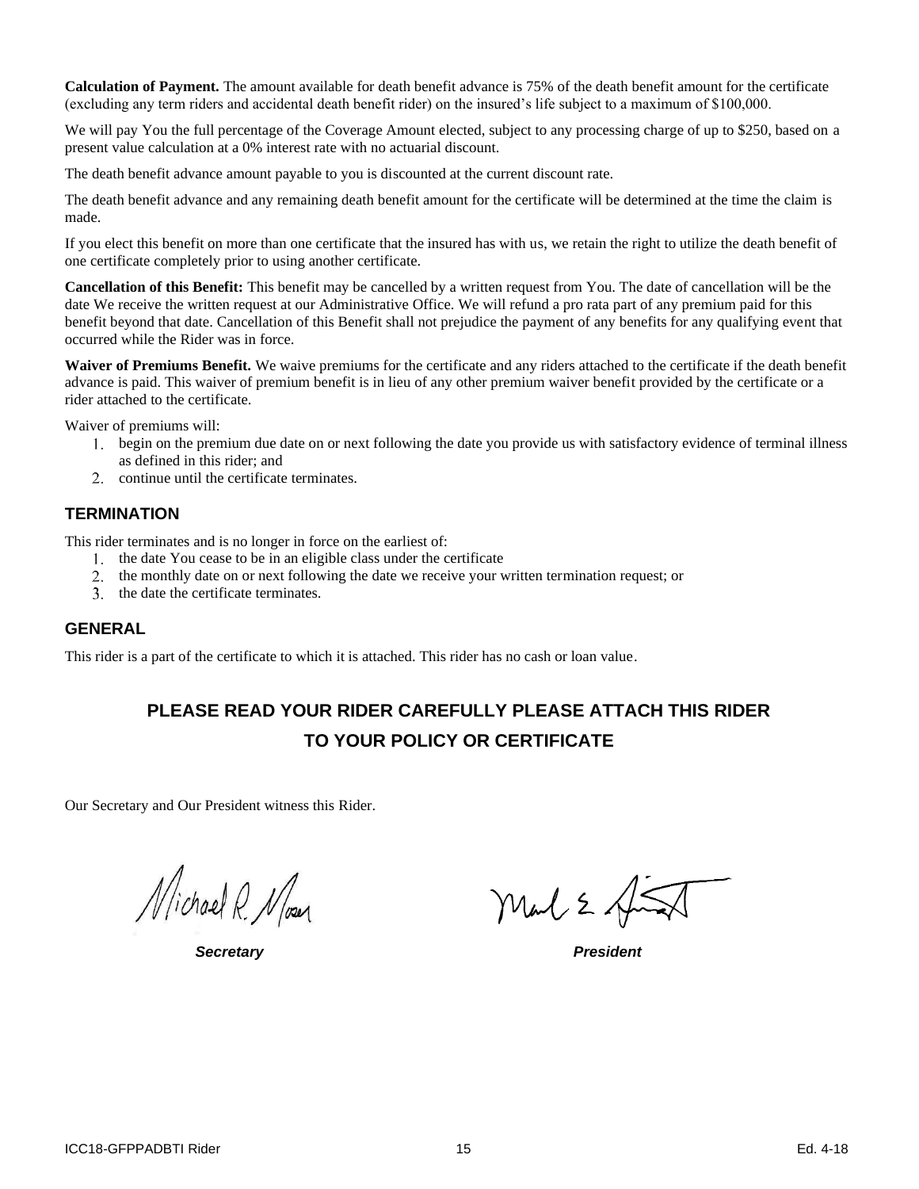**Calculation of Payment.** The amount available for death benefit advance is 75% of the death benefit amount for the certificate (excluding any term riders and accidental death benefit rider) on the insured's life subject to a maximum of $100,000.

We will pay You the full percentage of the Coverage Amount elected, subject to any processing charge of up to $250, based on a present value calculation at a 0% interest rate with no actuarial discount.

The death benefit advance amount payable to you is discounted at the current discount rate.

The death benefit advance and any remaining death benefit amount for the certificate will be determined at the time the claim is made.

If you elect this benefit on more than one certificate that the insured has with us, we retain the right to utilize the death benefit of one certificate completely prior to using another certificate.

**Cancellation of this Benefit:** This benefit may be cancelled by a written request from You. The date of cancellation will be the date We receive the written request at our Administrative Office. We will refund a pro rata part of any premium paid for this benefit beyond that date. Cancellation of this Benefit shall not prejudice the payment of any benefits for any qualifying event that occurred while the Rider was in force.

**Waiver of Premiums Benefit.** We waive premiums for the certificate and any riders attached to the certificate if the death benefit advance is paid. This waiver of premium benefit is in lieu of any other premium waiver benefit provided by the certificate or a rider attached to the certificate.

Waiver of premiums will:

1. begin on the premium due date on or next following the date you provide us with satisfactory evidence of terminal illness as defined in this rider; and
2. continue until the certificate terminates.

## TERMINATION

This rider terminates and is no longer in force on the earliest of:

1. the date You cease to be in an eligible class under the certificate
2. the monthly date on or next following the date we receive your written termination request; or
3. the date the certificate terminates.

## GENERAL

This rider is a part of the certificate to which it is attached. This rider has no cash or loan value.

## PLEASE READ YOUR RIDER CAREFULLY PLEASE ATTACH THIS RIDER TO YOUR POLICY OR CERTIFICATE

Our Secretary and Our President witness this Rider.

Michael R. Moser

***Secretary***

***President***

ICC18-GFPPADBTI Rider Ed. 4-18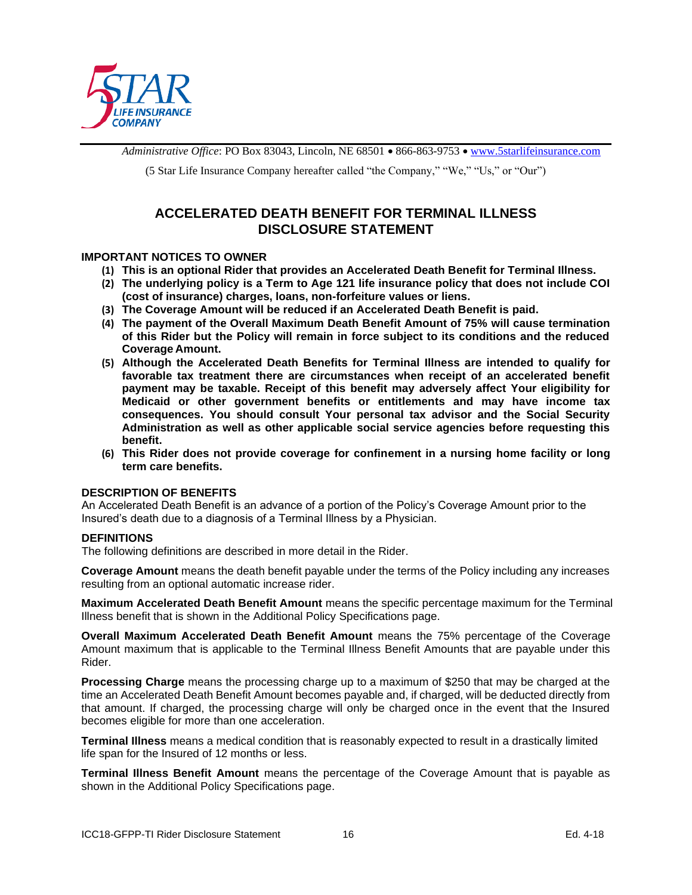5STAR LIFE INSURANCE COMPANY

*Administrative Office*: PO Box 83043, Lincoln, NE 68501 • 866-863-9753 • www.5starlifeinsurance.com

(5 Star Life Insurance Company hereafter called "the Company," "We," "Us," or "Our")

# ACCELERATED DEATH BENEFIT FOR TERMINAL ILLNESS DISCLOSURE STATEMENT

**IMPORTANT NOTICES TO OWNER**

1. **This is an optional Rider that provides an Accelerated Death Benefit for Terminal Illness.**
2. **The underlying policy is a Term to Age 121 life insurance policy that does not include COI (cost of insurance) charges, loans, non-forfeiture values or liens.**
3. **The Coverage Amount will be reduced if an Accelerated Death Benefit is paid.**
4. **The payment of the Overall Maximum Death Benefit Amount of 75% will cause termination of this Rider but the Policy will remain in force subject to its conditions and the reduced Coverage Amount.**
5. **Although the Accelerated Death Benefits for Terminal Illness are intended to qualify for favorable tax treatment there are circumstances when receipt of an accelerated benefit payment may be taxable. Receipt of this benefit may adversely affect Your eligibility for Medicaid or other government benefits or entitlements and may have income tax consequences. You should consult Your personal tax advisor and the Social Security Administration as well as other applicable social service agencies before requesting this benefit.**
6. **This Rider does not provide coverage for confinement in a nursing home facility or long term care benefits.**

**DESCRIPTION OF BENEFITS**

An Accelerated Death Benefit is an advance of a portion of the Policy's Coverage Amount prior to the Insured's death due to a diagnosis of a Terminal Illness by a Physician.

**DEFINITIONS**

The following definitions are described in more detail in the Rider.

**Coverage Amount** means the death benefit payable under the terms of the Policy including any increases resulting from an optional automatic increase rider.

**Maximum Accelerated Death Benefit Amount** means the specific percentage maximum for the Terminal Illness benefit that is shown in the Additional Policy Specifications page.

**Overall Maximum Accelerated Death Benefit Amount** means the 75% percentage of the Coverage Amount maximum that is applicable to the Terminal Illness Benefit Amounts that are payable under this Rider.

**Processing Charge** means the processing charge up to a maximum of $250 that may be charged at the time an Accelerated Death Benefit Amount becomes payable and, if charged, will be deducted directly from that amount. If charged, the processing charge will only be charged once in the event that the Insured becomes eligible for more than one acceleration.

**Terminal Illness** means a medical condition that is reasonably expected to result in a drastically limited life span for the Insured of 12 months or less.

**Terminal Illness Benefit Amount** means the percentage of the Coverage Amount that is payable as shown in the Additional Policy Specifications page.

ICC18-GFPP-TI Rider Disclosure Statement  Ed. 4-18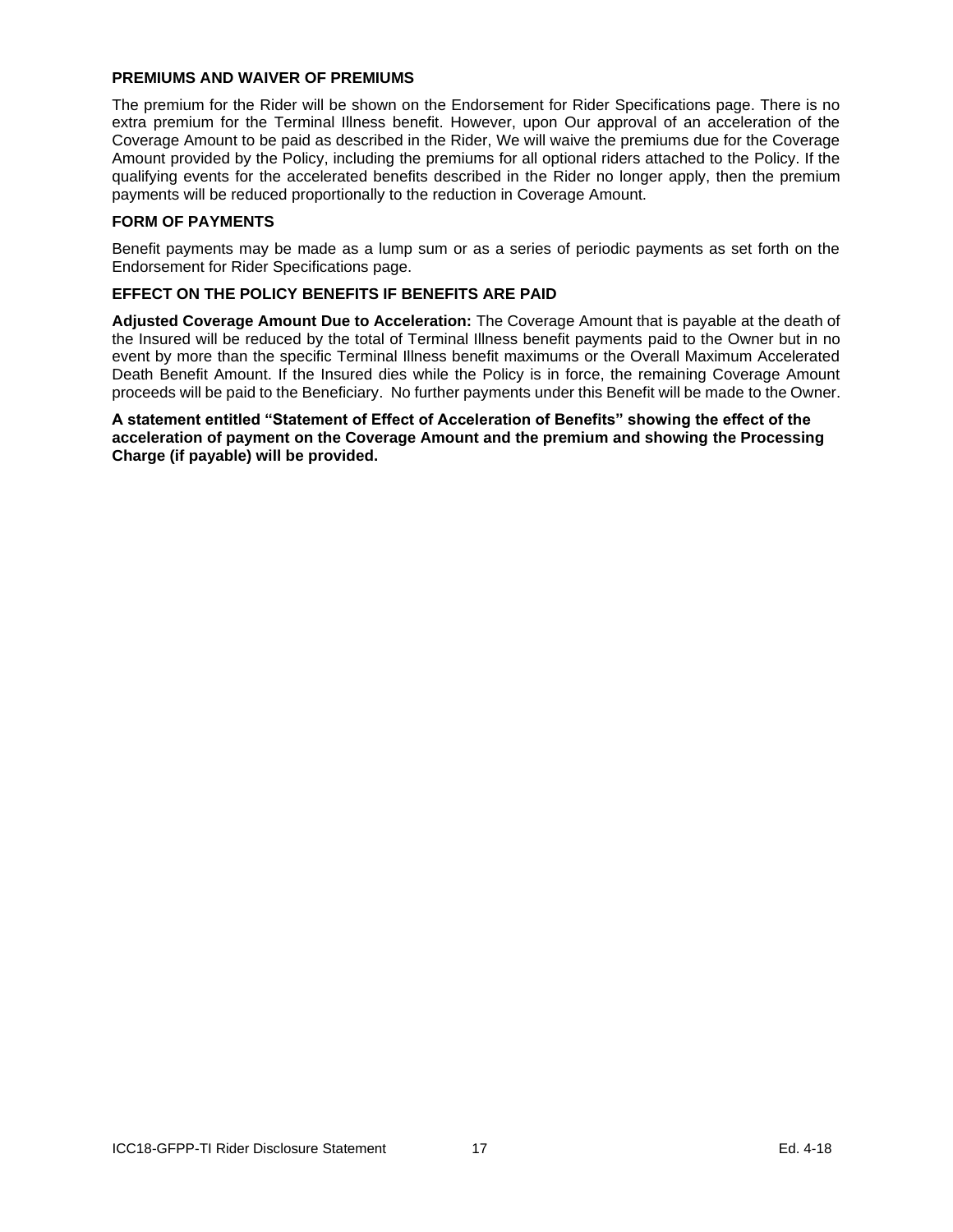## PREMIUMS AND WAIVER OF PREMIUMS

The premium for the Rider will be shown on the Endorsement for Rider Specifications page. There is no extra premium for the Terminal Illness benefit. However, upon Our approval of an acceleration of the Coverage Amount to be paid as described in the Rider, We will waive the premiums due for the Coverage Amount provided by the Policy, including the premiums for all optional riders attached to the Policy. If the qualifying events for the accelerated benefits described in the Rider no longer apply, then the premium payments will be reduced proportionally to the reduction in Coverage Amount.

## FORM OF PAYMENTS

Benefit payments may be made as a lump sum or as a series of periodic payments as set forth on the Endorsement for Rider Specifications page.

## EFFECT ON THE POLICY BENEFITS IF BENEFITS ARE PAID

**Adjusted Coverage Amount Due to Acceleration:** The Coverage Amount that is payable at the death of the Insured will be reduced by the total of Terminal Illness benefit payments paid to the Owner but in no event by more than the specific Terminal Illness benefit maximums or the Overall Maximum Accelerated Death Benefit Amount. If the Insured dies while the Policy is in force, the remaining Coverage Amount proceeds will be paid to the Beneficiary. No further payments under this Benefit will be made to the Owner.

**A statement entitled "Statement of Effect of Acceleration of Benefits" showing the effect of the acceleration of payment on the Coverage Amount and the premium and showing the Processing Charge (if payable) will be provided.**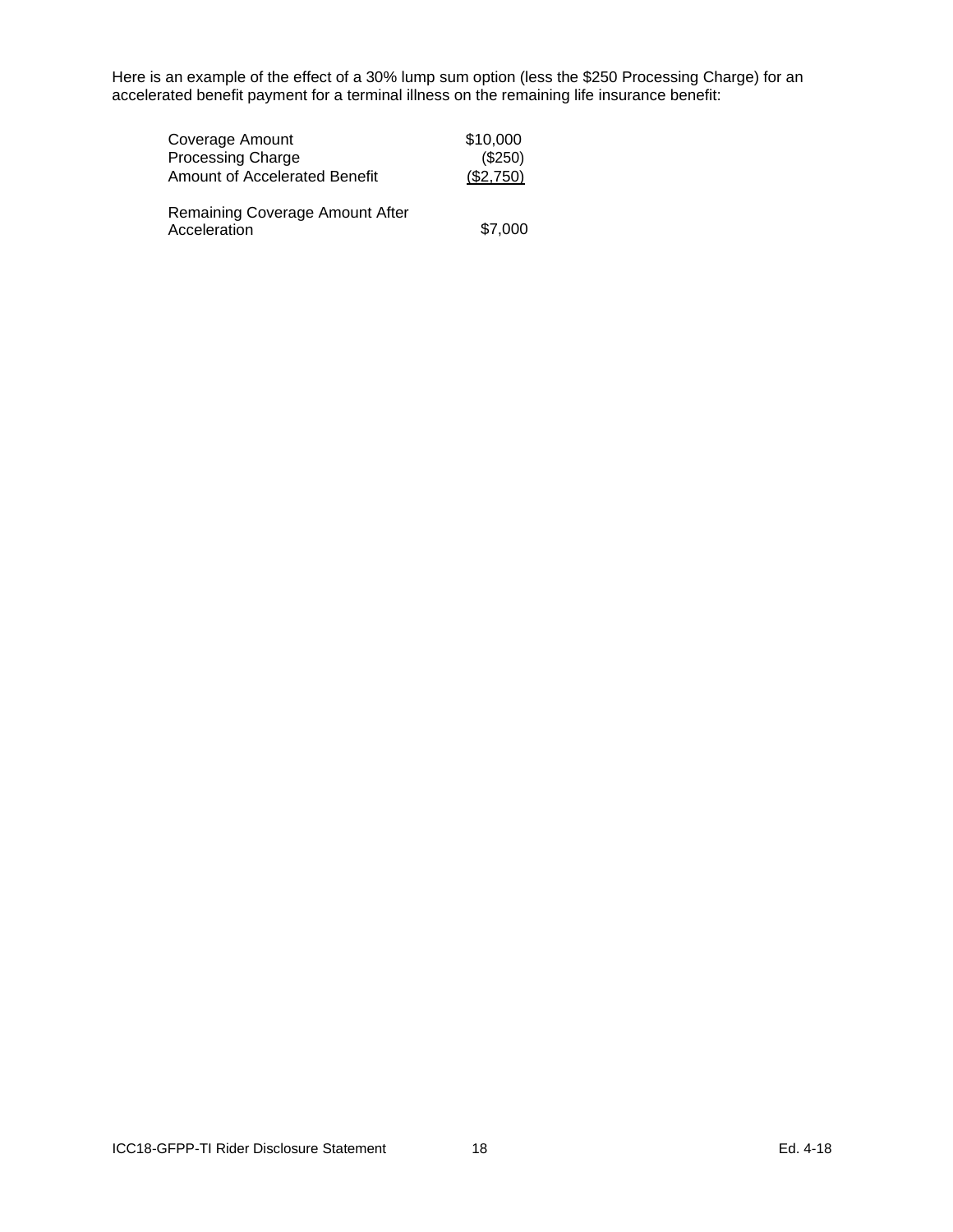Here is an example of the effect of a 30% lump sum option (less the $250 Processing Charge) for an accelerated benefit payment for a terminal illness on the remaining life insurance benefit:

| | |
|---|---|
| Coverage Amount | $10,000 |
| Processing Charge | ($250) |
| Amount of Accelerated Benefit | ($2,750) |
| Remaining Coverage Amount After Acceleration | $7,000 |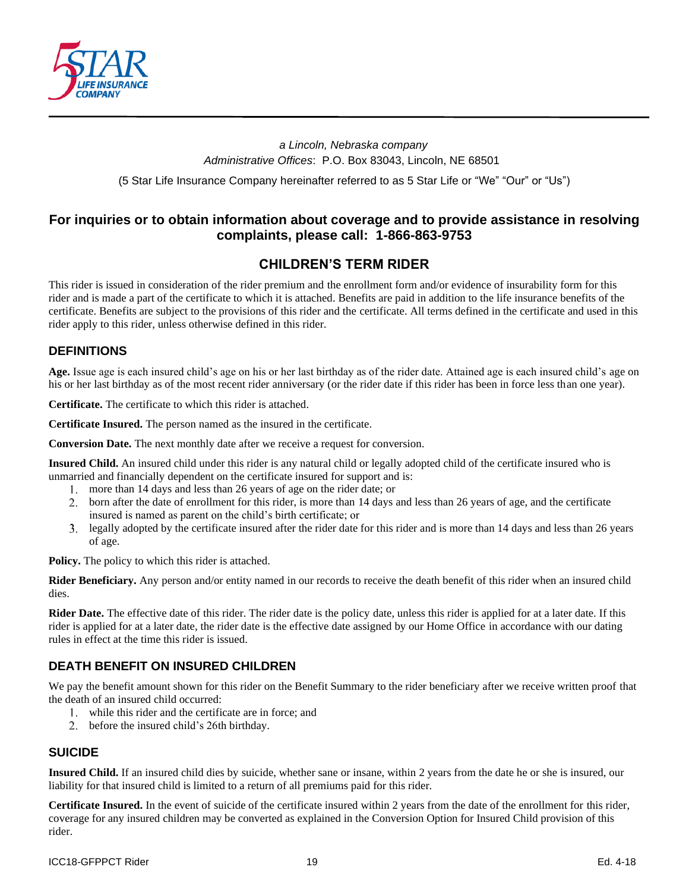*a Lincoln, Nebraska company*
*Administrative Offices*: P.O. Box 83043, Lincoln, NE 68501

(5 Star Life Insurance Company hereinafter referred to as 5 Star Life or "We" "Our" or "Us")

**For inquiries or to obtain information about coverage and to provide assistance in resolving complaints, please call: 1-866-863-9753**

# CHILDREN'S TERM RIDER

This rider is issued in consideration of the rider premium and the enrollment form and/or evidence of insurability form for this rider and is made a part of the certificate to which it is attached. Benefits are paid in addition to the life insurance benefits of the certificate. Benefits are subject to the provisions of this rider and the certificate. All terms defined in the certificate and used in this rider apply to this rider, unless otherwise defined in this rider.

## DEFINITIONS

**Age.** Issue age is each insured child's age on his or her last birthday as of the rider date. Attained age is each insured child's age on his or her last birthday as of the most recent rider anniversary (or the rider date if this rider has been in force less than one year).

**Certificate.** The certificate to which this rider is attached.

**Certificate Insured.** The person named as the insured in the certificate.

**Conversion Date.** The next monthly date after we receive a request for conversion.

**Insured Child.** An insured child under this rider is any natural child or legally adopted child of the certificate insured who is unmarried and financially dependent on the certificate insured for support and is:

1. more than 14 days and less than 26 years of age on the rider date; or
2. born after the date of enrollment for this rider, is more than 14 days and less than 26 years of age, and the certificate insured is named as parent on the child's birth certificate; or
3. legally adopted by the certificate insured after the rider date for this rider and is more than 14 days and less than 26 years of age.

**Policy.** The policy to which this rider is attached.

**Rider Beneficiary.** Any person and/or entity named in our records to receive the death benefit of this rider when an insured child dies.

**Rider Date.** The effective date of this rider. The rider date is the policy date, unless this rider is applied for at a later date. If this rider is applied for at a later date, the rider date is the effective date assigned by our Home Office in accordance with our dating rules in effect at the time this rider is issued.

## DEATH BENEFIT ON INSURED CHILDREN

We pay the benefit amount shown for this rider on the Benefit Summary to the rider beneficiary after we receive written proof that the death of an insured child occurred:

1. while this rider and the certificate are in force; and
2. before the insured child's 26th birthday.

## SUICIDE

**Insured Child.** If an insured child dies by suicide, whether sane or insane, within 2 years from the date he or she is insured, our liability for that insured child is limited to a return of all premiums paid for this rider.

**Certificate Insured.** In the event of suicide of the certificate insured within 2 years from the date of the enrollment for this rider, coverage for any insured children may be converted as explained in the Conversion Option for Insured Child provision of this rider.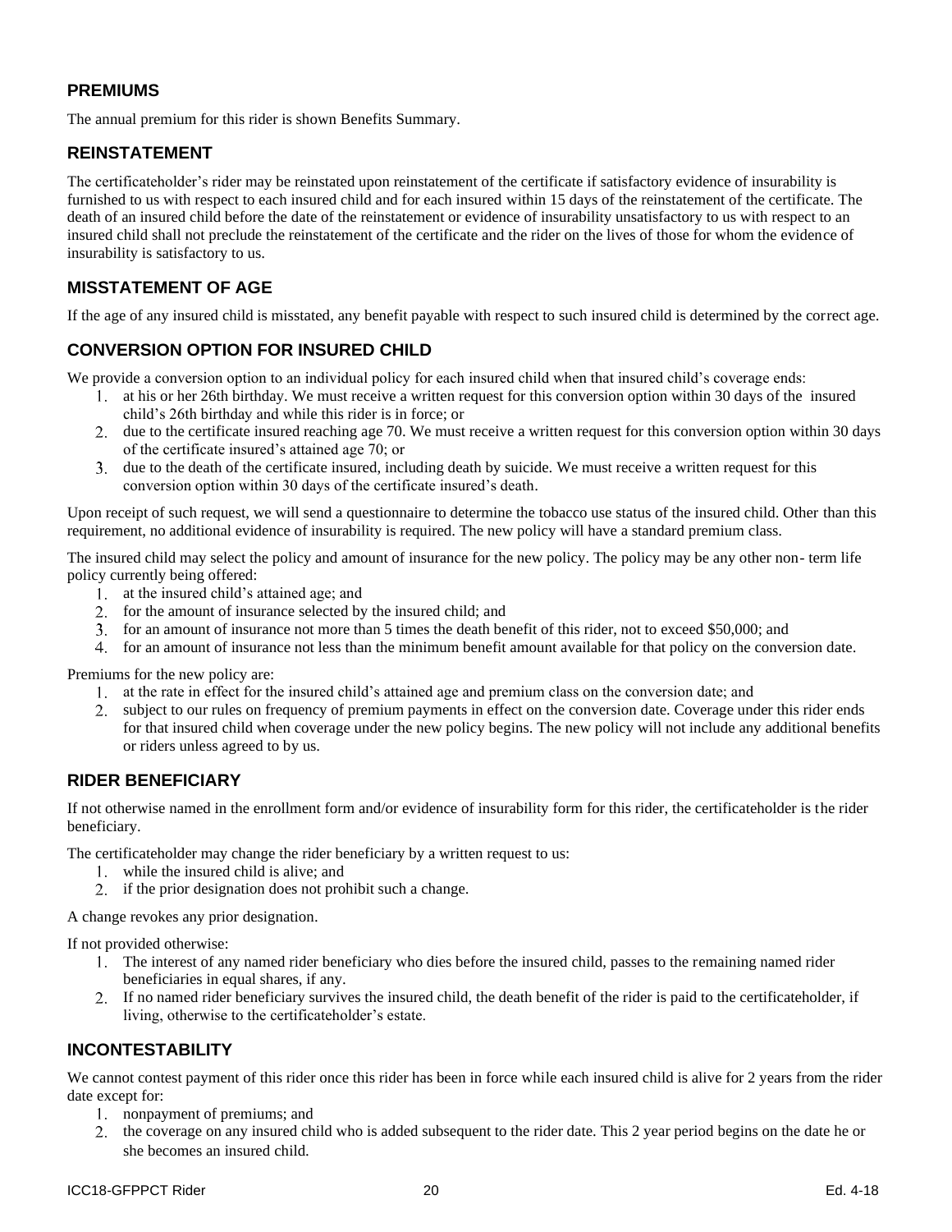## PREMIUMS

The annual premium for this rider is shown Benefits Summary.

## REINSTATEMENT

The certificateholder's rider may be reinstated upon reinstatement of the certificate if satisfactory evidence of insurability is furnished to us with respect to each insured child and for each insured within 15 days of the reinstatement of the certificate. The death of an insured child before the date of the reinstatement or evidence of insurability unsatisfactory to us with respect to an insured child shall not preclude the reinstatement of the certificate and the rider on the lives of those for whom the evidence of insurability is satisfactory to us.

## MISSTATEMENT OF AGE

If the age of any insured child is misstated, any benefit payable with respect to such insured child is determined by the correct age.

## CONVERSION OPTION FOR INSURED CHILD

We provide a conversion option to an individual policy for each insured child when that insured child's coverage ends:

1. at his or her 26th birthday. We must receive a written request for this conversion option within 30 days of the insured child's 26th birthday and while this rider is in force; or
2. due to the certificate insured reaching age 70. We must receive a written request for this conversion option within 30 days of the certificate insured's attained age 70; or
3. due to the death of the certificate insured, including death by suicide. We must receive a written request for this conversion option within 30 days of the certificate insured's death.

Upon receipt of such request, we will send a questionnaire to determine the tobacco use status of the insured child. Other than this requirement, no additional evidence of insurability is required. The new policy will have a standard premium class.

The insured child may select the policy and amount of insurance for the new policy. The policy may be any other non- term life policy currently being offered:

1. at the insured child's attained age; and
2. for the amount of insurance selected by the insured child; and
3. for an amount of insurance not more than 5 times the death benefit of this rider, not to exceed $50,000; and
4. for an amount of insurance not less than the minimum benefit amount available for that policy on the conversion date.

Premiums for the new policy are:

1. at the rate in effect for the insured child's attained age and premium class on the conversion date; and
2. subject to our rules on frequency of premium payments in effect on the conversion date. Coverage under this rider ends for that insured child when coverage under the new policy begins. The new policy will not include any additional benefits or riders unless agreed to by us.

## RIDER BENEFICIARY

If not otherwise named in the enrollment form and/or evidence of insurability form for this rider, the certificateholder is the rider beneficiary.

The certificateholder may change the rider beneficiary by a written request to us:

1. while the insured child is alive; and
2. if the prior designation does not prohibit such a change.

A change revokes any prior designation.

If not provided otherwise:

1. The interest of any named rider beneficiary who dies before the insured child, passes to the remaining named rider beneficiaries in equal shares, if any.
2. If no named rider beneficiary survives the insured child, the death benefit of the rider is paid to the certificateholder, if living, otherwise to the certificateholder's estate.

## INCONTESTABILITY

We cannot contest payment of this rider once this rider has been in force while each insured child is alive for 2 years from the rider date except for:

1. nonpayment of premiums; and
2. the coverage on any insured child who is added subsequent to the rider date. This 2 year period begins on the date he or she becomes an insured child.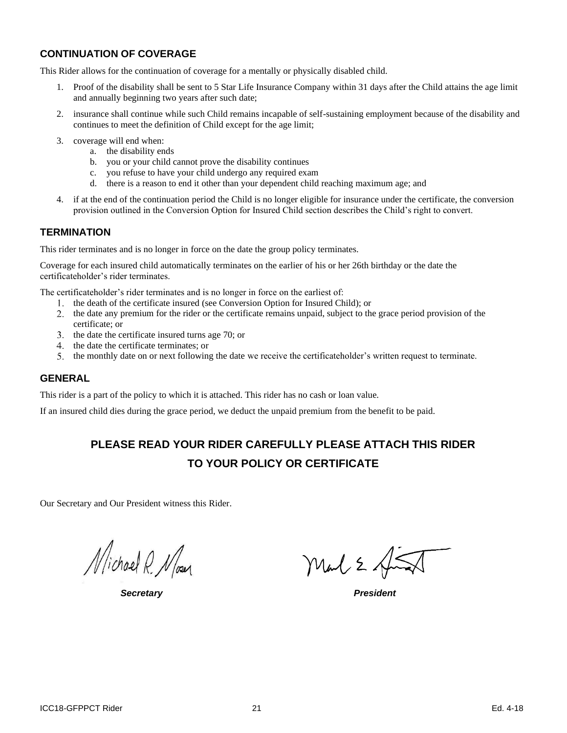## CONTINUATION OF COVERAGE

This Rider allows for the continuation of coverage for a mentally or physically disabled child.

1. Proof of the disability shall be sent to 5 Star Life Insurance Company within 31 days after the Child attains the age limit and annually beginning two years after such date;
2. insurance shall continue while such Child remains incapable of self-sustaining employment because of the disability and continues to meet the definition of Child except for the age limit;
3. coverage will end when:
   a. the disability ends
   b. you or your child cannot prove the disability continues
   c. you refuse to have your child undergo any required exam
   d. there is a reason to end it other than your dependent child reaching maximum age; and
4. if at the end of the continuation period the Child is no longer eligible for insurance under the certificate, the conversion provision outlined in the Conversion Option for Insured Child section describes the Child's right to convert.

## TERMINATION

This rider terminates and is no longer in force on the date the group policy terminates.

Coverage for each insured child automatically terminates on the earlier of his or her 26th birthday or the date the certificateholder's rider terminates.

The certificateholder's rider terminates and is no longer in force on the earliest of:

1. the death of the certificate insured (see Conversion Option for Insured Child); or
2. the date any premium for the rider or the certificate remains unpaid, subject to the grace period provision of the certificate; or
3. the date the certificate insured turns age 70; or
4. the date the certificate terminates; or
5. the monthly date on or next following the date we receive the certificateholder's written request to terminate.

## GENERAL

This rider is a part of the policy to which it is attached. This rider has no cash or loan value.

If an insured child dies during the grace period, we deduct the unpaid premium from the benefit to be paid.

**PLEASE READ YOUR RIDER CAREFULLY PLEASE ATTACH THIS RIDER TO YOUR POLICY OR CERTIFICATE**

Our Secretary and Our President witness this Rider.

Michael R. Moser

***Secretary***

***President***

ICC18-GFPPCT Rider

Ed. 4-18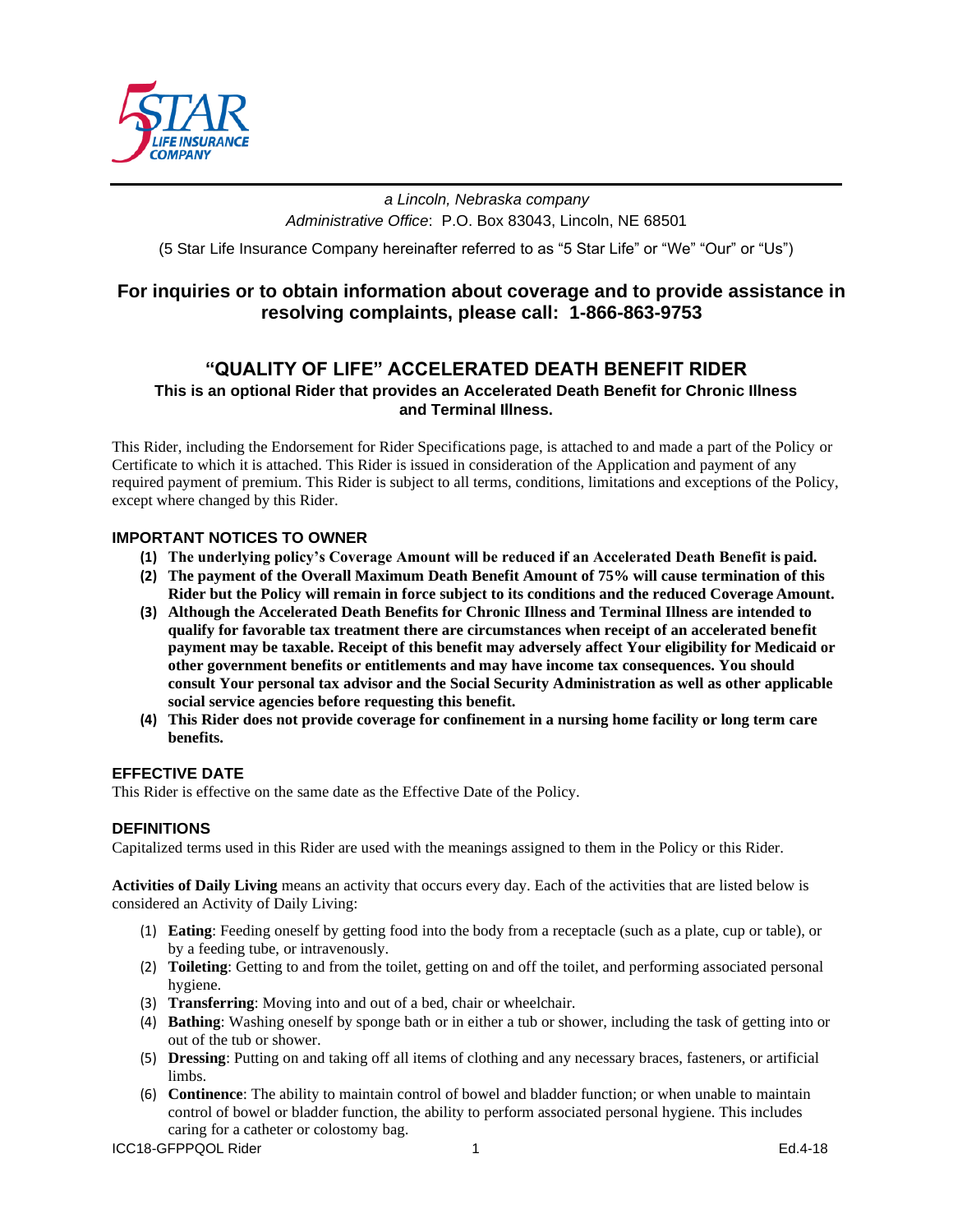a Lincoln, Nebraska company

*Administrative Office*: P.O. Box 83043, Lincoln, NE 68501

(5 Star Life Insurance Company hereinafter referred to as "5 Star Life" or "We" "Our" or "Us")

## For inquiries or to obtain information about coverage and to provide assistance in resolving complaints, please call: 1-866-863-9753

# "QUALITY OF LIFE" ACCELERATED DEATH BENEFIT RIDER

**This is an optional Rider that provides an Accelerated Death Benefit for Chronic Illness and Terminal Illness.**

This Rider, including the Endorsement for Rider Specifications page, is attached to and made a part of the Policy or Certificate to which it is attached. This Rider is issued in consideration of the Application and payment of any required payment of premium. This Rider is subject to all terms, conditions, limitations and exceptions of the Policy, except where changed by this Rider.

### IMPORTANT NOTICES TO OWNER

1. **The underlying policy's Coverage Amount will be reduced if an Accelerated Death Benefit is paid.**
2. **The payment of the Overall Maximum Death Benefit Amount of 75% will cause termination of this Rider but the Policy will remain in force subject to its conditions and the reduced Coverage Amount.**
3. **Although the Accelerated Death Benefits for Chronic Illness and Terminal Illness are intended to qualify for favorable tax treatment there are circumstances when receipt of an accelerated benefit payment may be taxable. Receipt of this benefit may adversely affect Your eligibility for Medicaid or other government benefits or entitlements and may have income tax consequences. You should consult Your personal tax advisor and the Social Security Administration as well as other applicable social service agencies before requesting this benefit.**
4. **This Rider does not provide coverage for confinement in a nursing home facility or long term care benefits.**

### EFFECTIVE DATE

This Rider is effective on the same date as the Effective Date of the Policy.

### DEFINITIONS

Capitalized terms used in this Rider are used with the meanings assigned to them in the Policy or this Rider.

**Activities of Daily Living** means an activity that occurs every day. Each of the activities that are listed below is considered an Activity of Daily Living:

1. **Eating**: Feeding oneself by getting food into the body from a receptacle (such as a plate, cup or table), or by a feeding tube, or intravenously.
2. **Toileting**: Getting to and from the toilet, getting on and off the toilet, and performing associated personal hygiene.
3. **Transferring**: Moving into and out of a bed, chair or wheelchair.
4. **Bathing**: Washing oneself by sponge bath or in either a tub or shower, including the task of getting into or out of the tub or shower.
5. **Dressing**: Putting on and taking off all items of clothing and any necessary braces, fasteners, or artificial limbs.
6. **Continence**: The ability to maintain control of bowel and bladder function; or when unable to maintain control of bowel or bladder function, the ability to perform associated personal hygiene. This includes caring for a catheter or colostomy bag.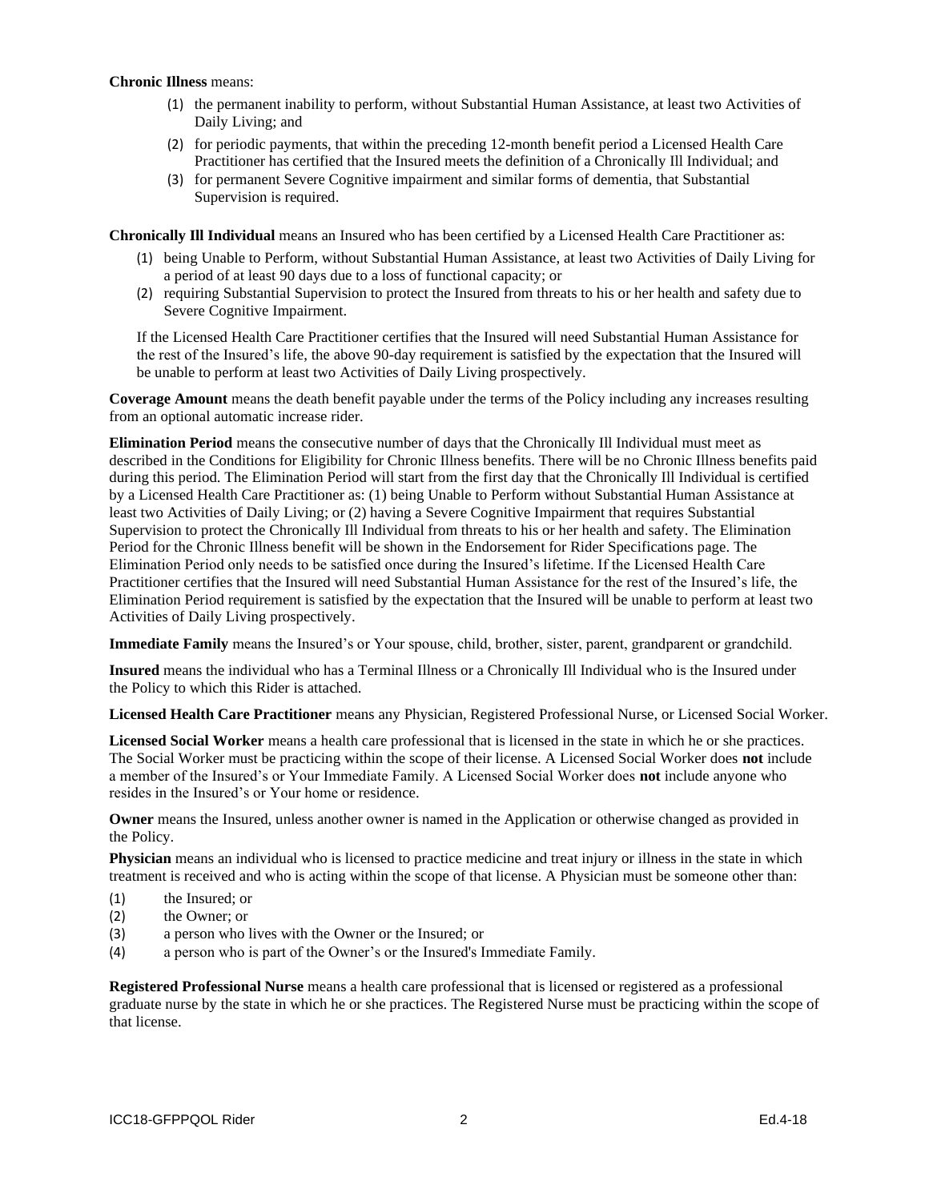**Chronic Illness** means:

(1) the permanent inability to perform, without Substantial Human Assistance, at least two Activities of Daily Living; and

(2) for periodic payments, that within the preceding 12-month benefit period a Licensed Health Care Practitioner has certified that the Insured meets the definition of a Chronically Ill Individual; and

(3) for permanent Severe Cognitive impairment and similar forms of dementia, that Substantial Supervision is required.

**Chronically Ill Individual** means an Insured who has been certified by a Licensed Health Care Practitioner as:

(1) being Unable to Perform, without Substantial Human Assistance, at least two Activities of Daily Living for a period of at least 90 days due to a loss of functional capacity; or

(2) requiring Substantial Supervision to protect the Insured from threats to his or her health and safety due to Severe Cognitive Impairment.

If the Licensed Health Care Practitioner certifies that the Insured will need Substantial Human Assistance for the rest of the Insured's life, the above 90-day requirement is satisfied by the expectation that the Insured will be unable to perform at least two Activities of Daily Living prospectively.

**Coverage Amount** means the death benefit payable under the terms of the Policy including any increases resulting from an optional automatic increase rider.

**Elimination Period** means the consecutive number of days that the Chronically Ill Individual must meet as described in the Conditions for Eligibility for Chronic Illness benefits. There will be no Chronic Illness benefits paid during this period. The Elimination Period will start from the first day that the Chronically Ill Individual is certified by a Licensed Health Care Practitioner as: (1) being Unable to Perform without Substantial Human Assistance at least two Activities of Daily Living; or (2) having a Severe Cognitive Impairment that requires Substantial Supervision to protect the Chronically Ill Individual from threats to his or her health and safety. The Elimination Period for the Chronic Illness benefit will be shown in the Endorsement for Rider Specifications page. The Elimination Period only needs to be satisfied once during the Insured's lifetime. If the Licensed Health Care Practitioner certifies that the Insured will need Substantial Human Assistance for the rest of the Insured's life, the Elimination Period requirement is satisfied by the expectation that the Insured will be unable to perform at least two Activities of Daily Living prospectively.

**Immediate Family** means the Insured's or Your spouse, child, brother, sister, parent, grandparent or grandchild.

**Insured** means the individual who has a Terminal Illness or a Chronically Ill Individual who is the Insured under the Policy to which this Rider is attached.

**Licensed Health Care Practitioner** means any Physician, Registered Professional Nurse, or Licensed Social Worker.

**Licensed Social Worker** means a health care professional that is licensed in the state in which he or she practices. The Social Worker must be practicing within the scope of their license. A Licensed Social Worker does **not** include a member of the Insured's or Your Immediate Family. A Licensed Social Worker does **not** include anyone who resides in the Insured's or Your home or residence.

**Owner** means the Insured, unless another owner is named in the Application or otherwise changed as provided in the Policy.

**Physician** means an individual who is licensed to practice medicine and treat injury or illness in the state in which treatment is received and who is acting within the scope of that license. A Physician must be someone other than:

(1) the Insured; or

(2) the Owner; or

(3) a person who lives with the Owner or the Insured; or

(4) a person who is part of the Owner's or the Insured's Immediate Family.

**Registered Professional Nurse** means a health care professional that is licensed or registered as a professional graduate nurse by the state in which he or she practices. The Registered Nurse must be practicing within the scope of that license.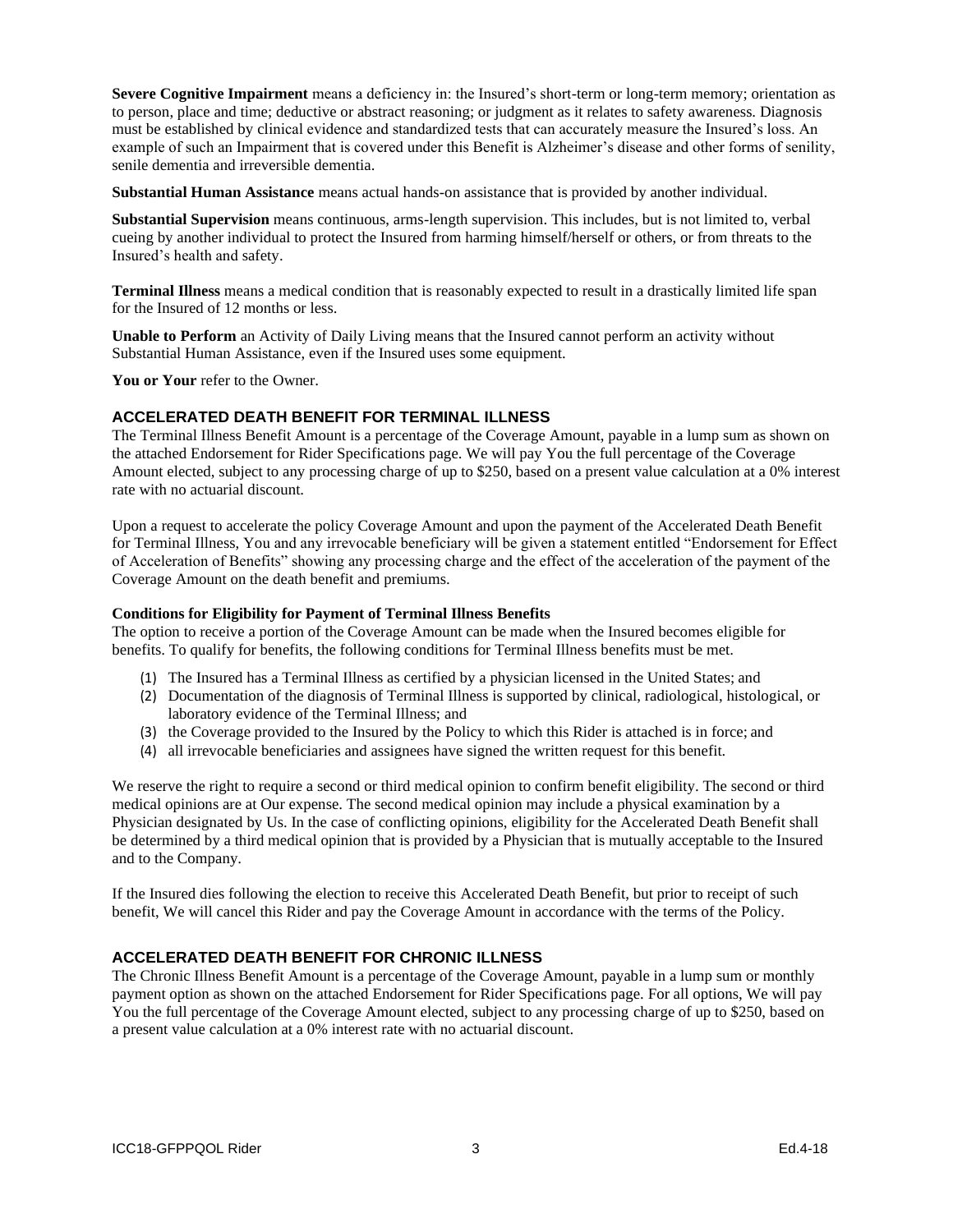**Severe Cognitive Impairment** means a deficiency in: the Insured's short-term or long-term memory; orientation as to person, place and time; deductive or abstract reasoning; or judgment as it relates to safety awareness. Diagnosis must be established by clinical evidence and standardized tests that can accurately measure the Insured's loss. An example of such an Impairment that is covered under this Benefit is Alzheimer's disease and other forms of senility, senile dementia and irreversible dementia.

**Substantial Human Assistance** means actual hands-on assistance that is provided by another individual.

**Substantial Supervision** means continuous, arms-length supervision. This includes, but is not limited to, verbal cueing by another individual to protect the Insured from harming himself/herself or others, or from threats to the Insured's health and safety.

**Terminal Illness** means a medical condition that is reasonably expected to result in a drastically limited life span for the Insured of 12 months or less.

**Unable to Perform** an Activity of Daily Living means that the Insured cannot perform an activity without Substantial Human Assistance, even if the Insured uses some equipment.

**You or Your** refer to the Owner.

## ACCELERATED DEATH BENEFIT FOR TERMINAL ILLNESS

The Terminal Illness Benefit Amount is a percentage of the Coverage Amount, payable in a lump sum as shown on the attached Endorsement for Rider Specifications page. We will pay You the full percentage of the Coverage Amount elected, subject to any processing charge of up to $250, based on a present value calculation at a 0% interest rate with no actuarial discount.

Upon a request to accelerate the policy Coverage Amount and upon the payment of the Accelerated Death Benefit for Terminal Illness, You and any irrevocable beneficiary will be given a statement entitled "Endorsement for Effect of Acceleration of Benefits" showing any processing charge and the effect of the acceleration of the payment of the Coverage Amount on the death benefit and premiums.

### Conditions for Eligibility for Payment of Terminal Illness Benefits

The option to receive a portion of the Coverage Amount can be made when the Insured becomes eligible for benefits. To qualify for benefits, the following conditions for Terminal Illness benefits must be met.

1. The Insured has a Terminal Illness as certified by a physician licensed in the United States; and
2. Documentation of the diagnosis of Terminal Illness is supported by clinical, radiological, histological, or laboratory evidence of the Terminal Illness; and
3. the Coverage provided to the Insured by the Policy to which this Rider is attached is in force; and
4. all irrevocable beneficiaries and assignees have signed the written request for this benefit.

We reserve the right to require a second or third medical opinion to confirm benefit eligibility. The second or third medical opinions are at Our expense. The second medical opinion may include a physical examination by a Physician designated by Us. In the case of conflicting opinions, eligibility for the Accelerated Death Benefit shall be determined by a third medical opinion that is provided by a Physician that is mutually acceptable to the Insured and to the Company.

If the Insured dies following the election to receive this Accelerated Death Benefit, but prior to receipt of such benefit, We will cancel this Rider and pay the Coverage Amount in accordance with the terms of the Policy.

## ACCELERATED DEATH BENEFIT FOR CHRONIC ILLNESS

The Chronic Illness Benefit Amount is a percentage of the Coverage Amount, payable in a lump sum or monthly payment option as shown on the attached Endorsement for Rider Specifications page. For all options, We will pay You the full percentage of the Coverage Amount elected, subject to any processing charge of up to $250, based on a present value calculation at a 0% interest rate with no actuarial discount.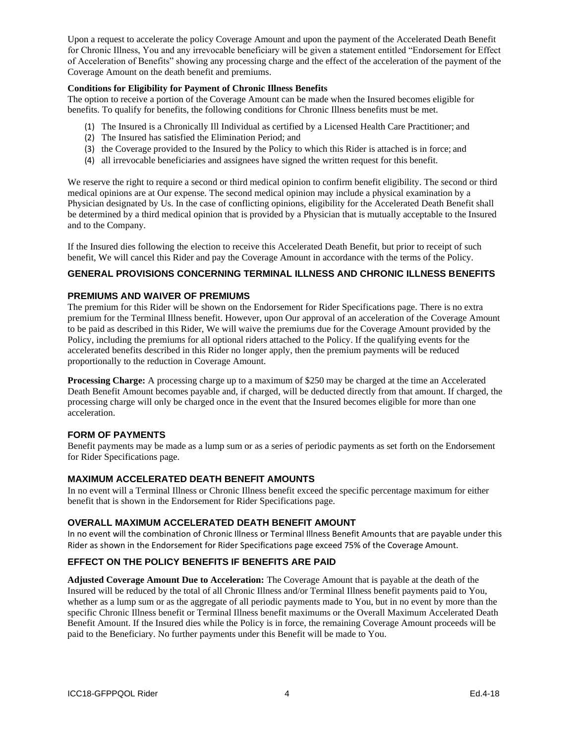Upon a request to accelerate the policy Coverage Amount and upon the payment of the Accelerated Death Benefit for Chronic Illness, You and any irrevocable beneficiary will be given a statement entitled "Endorsement for Effect of Acceleration of Benefits" showing any processing charge and the effect of the acceleration of the payment of the Coverage Amount on the death benefit and premiums.

**Conditions for Eligibility for Payment of Chronic Illness Benefits**

The option to receive a portion of the Coverage Amount can be made when the Insured becomes eligible for benefits. To qualify for benefits, the following conditions for Chronic Illness benefits must be met.

(1) The Insured is a Chronically Ill Individual as certified by a Licensed Health Care Practitioner; and
(2) The Insured has satisfied the Elimination Period; and
(3) the Coverage provided to the Insured by the Policy to which this Rider is attached is in force; and
(4) all irrevocable beneficiaries and assignees have signed the written request for this benefit.

We reserve the right to require a second or third medical opinion to confirm benefit eligibility. The second or third medical opinions are at Our expense. The second medical opinion may include a physical examination by a Physician designated by Us. In the case of conflicting opinions, eligibility for the Accelerated Death Benefit shall be determined by a third medical opinion that is provided by a Physician that is mutually acceptable to the Insured and to the Company.

If the Insured dies following the election to receive this Accelerated Death Benefit, but prior to receipt of such benefit, We will cancel this Rider and pay the Coverage Amount in accordance with the terms of the Policy.

## GENERAL PROVISIONS CONCERNING TERMINAL ILLNESS AND CHRONIC ILLNESS BENEFITS

### PREMIUMS AND WAIVER OF PREMIUMS

The premium for this Rider will be shown on the Endorsement for Rider Specifications page. There is no extra premium for the Terminal Illness benefit. However, upon Our approval of an acceleration of the Coverage Amount to be paid as described in this Rider, We will waive the premiums due for the Coverage Amount provided by the Policy, including the premiums for all optional riders attached to the Policy. If the qualifying events for the accelerated benefits described in this Rider no longer apply, then the premium payments will be reduced proportionally to the reduction in Coverage Amount.

**Processing Charge:** A processing charge up to a maximum of $250 may be charged at the time an Accelerated Death Benefit Amount becomes payable and, if charged, will be deducted directly from that amount. If charged, the processing charge will only be charged once in the event that the Insured becomes eligible for more than one acceleration.

### FORM OF PAYMENTS

Benefit payments may be made as a lump sum or as a series of periodic payments as set forth on the Endorsement for Rider Specifications page.

### MAXIMUM ACCELERATED DEATH BENEFIT AMOUNTS

In no event will a Terminal Illness or Chronic Illness benefit exceed the specific percentage maximum for either benefit that is shown in the Endorsement for Rider Specifications page.

### OVERALL MAXIMUM ACCELERATED DEATH BENEFIT AMOUNT

In no event will the combination of Chronic Illness or Terminal Illness Benefit Amounts that are payable under this Rider as shown in the Endorsement for Rider Specifications page exceed 75% of the Coverage Amount.

### EFFECT ON THE POLICY BENEFITS IF BENEFITS ARE PAID

**Adjusted Coverage Amount Due to Acceleration:** The Coverage Amount that is payable at the death of the Insured will be reduced by the total of all Chronic Illness and/or Terminal Illness benefit payments paid to You, whether as a lump sum or as the aggregate of all periodic payments made to You, but in no event by more than the specific Chronic Illness benefit or Terminal Illness benefit maximums or the Overall Maximum Accelerated Death Benefit Amount. If the Insured dies while the Policy is in force, the remaining Coverage Amount proceeds will be paid to the Beneficiary. No further payments under this Benefit will be made to You.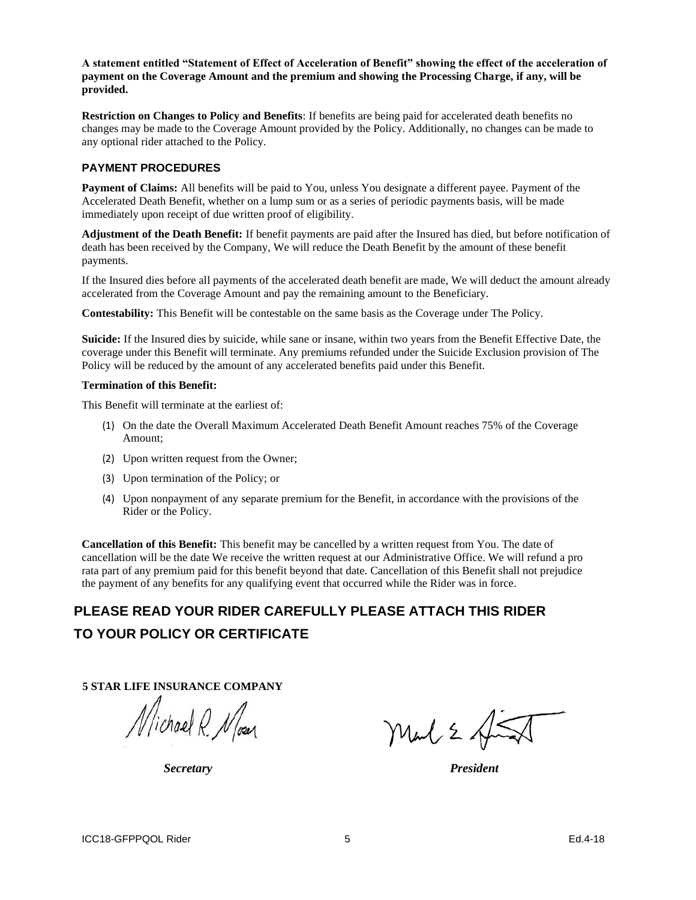**A statement entitled "Statement of Effect of Acceleration of Benefit" showing the effect of the acceleration of payment on the Coverage Amount and the premium and showing the Processing Charge, if any, will be provided.**

**Restriction on Changes to Policy and Benefits**: If benefits are being paid for accelerated death benefits no changes may be made to the Coverage Amount provided by the Policy. Additionally, no changes can be made to any optional rider attached to the Policy.

### PAYMENT PROCEDURES

**Payment of Claims:** All benefits will be paid to You, unless You designate a different payee. Payment of the Accelerated Death Benefit, whether on a lump sum or as a series of periodic payments basis, will be made immediately upon receipt of due written proof of eligibility.

**Adjustment of the Death Benefit:** If benefit payments are paid after the Insured has died, but before notification of death has been received by the Company, We will reduce the Death Benefit by the amount of these benefit payments.

If the Insured dies before all payments of the accelerated death benefit are made, We will deduct the amount already accelerated from the Coverage Amount and pay the remaining amount to the Beneficiary.

**Contestability:** This Benefit will be contestable on the same basis as the Coverage under The Policy.

**Suicide:** If the Insured dies by suicide, while sane or insane, within two years from the Benefit Effective Date, the coverage under this Benefit will terminate. Any premiums refunded under the Suicide Exclusion provision of The Policy will be reduced by the amount of any accelerated benefits paid under this Benefit.

**Termination of this Benefit:**

This Benefit will terminate at the earliest of:

(1) On the date the Overall Maximum Accelerated Death Benefit Amount reaches 75% of the Coverage Amount;

(2) Upon written request from the Owner;

(3) Upon termination of the Policy; or

(4) Upon nonpayment of any separate premium for the Benefit, in accordance with the provisions of the Rider or the Policy.

**Cancellation of this Benefit:** This benefit may be cancelled by a written request from You. The date of cancellation will be the date We receive the written request at our Administrative Office. We will refund a pro rata part of any premium paid for this benefit beyond that date. Cancellation of this Benefit shall not prejudice the payment of any benefits for any qualifying event that occurred while the Rider was in force.

## PLEASE READ YOUR RIDER CAREFULLY PLEASE ATTACH THIS RIDER TO YOUR POLICY OR CERTIFICATE

**5 STAR LIFE INSURANCE COMPANY**

Michael R. Moser

***Secretary*** ***President***

ICC18-GFPPQOL Rider Ed.4-18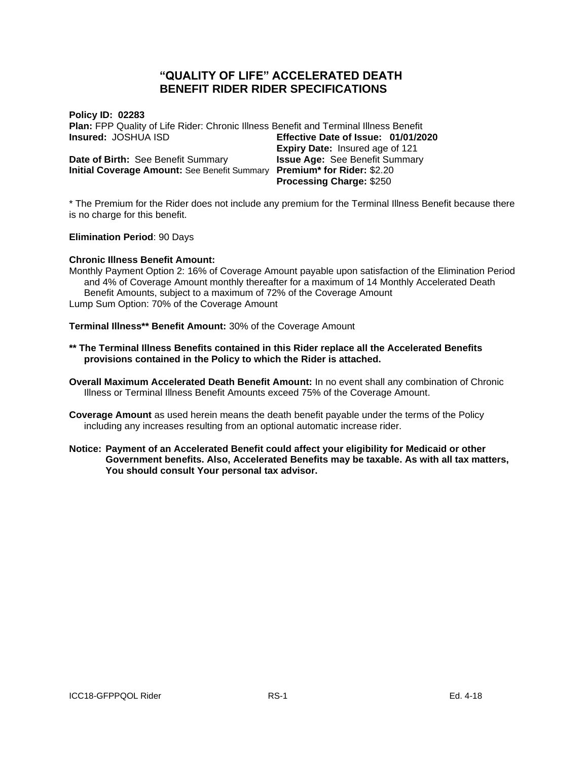# "QUALITY OF LIFE" ACCELERATED DEATH BENEFIT RIDER RIDER SPECIFICATIONS

**Policy ID: 02283**
**Plan:** FPP Quality of Life Rider: Chronic Illness Benefit and Terminal Illness Benefit

| | |
|---|---|
| **Insured:** JOSHUA ISD | **Effective Date of Issue: 01/01/2020** |
| | **Expiry Date:** Insured age of 121 |
| **Date of Birth:** See Benefit Summary | **Issue Age:** See Benefit Summary |
| **Initial Coverage Amount:** See Benefit Summary | **Premium* for Rider:** $2.20 |
| | **Processing Charge:** $250 |

* The Premium for the Rider does not include any premium for the Terminal Illness Benefit because there is no charge for this benefit.

**Elimination Period**: 90 Days

**Chronic Illness Benefit Amount:**
Monthly Payment Option 2: 16% of Coverage Amount payable upon satisfaction of the Elimination Period and 4% of Coverage Amount monthly thereafter for a maximum of 14 Monthly Accelerated Death Benefit Amounts, subject to a maximum of 72% of the Coverage Amount
Lump Sum Option: 70% of the Coverage Amount

**Terminal Illness** Benefit Amount:** 30% of the Coverage Amount

**** The Terminal Illness Benefits contained in this Rider replace all the Accelerated Benefits provisions contained in the Policy to which the Rider is attached.**

**Overall Maximum Accelerated Death Benefit Amount:** In no event shall any combination of Chronic Illness or Terminal Illness Benefit Amounts exceed 75% of the Coverage Amount.

**Coverage Amount** as used herein means the death benefit payable under the terms of the Policy including any increases resulting from an optional automatic increase rider.

**Notice: Payment of an Accelerated Benefit could affect your eligibility for Medicaid or other Government benefits. Also, Accelerated Benefits may be taxable. As with all tax matters, You should consult Your personal tax advisor.**

ICC18-GFPPQOL Rider RS-1 Ed. 4-18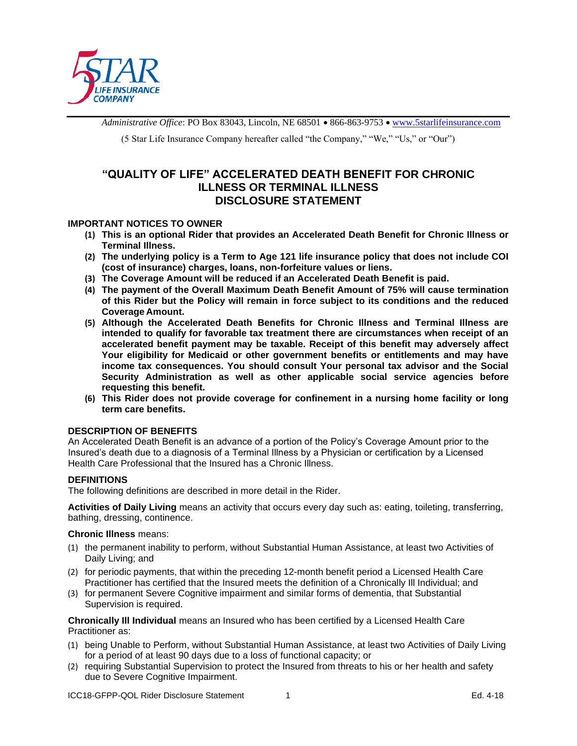5STAR LIFE INSURANCE COMPANY

*Administrative Office*: PO Box 83043, Lincoln, NE 68501 • 866-863-9753 • www.5starlifeinsurance.com

(5 Star Life Insurance Company hereafter called "the Company," "We," "Us," or "Our")

# "QUALITY OF LIFE" ACCELERATED DEATH BENEFIT FOR CHRONIC ILLNESS OR TERMINAL ILLNESS DISCLOSURE STATEMENT

### IMPORTANT NOTICES TO OWNER

**(1) This is an optional Rider that provides an Accelerated Death Benefit for Chronic Illness or Terminal Illness.**

**(2) The underlying policy is a Term to Age 121 life insurance policy that does not include COI (cost of insurance) charges, loans, non-forfeiture values or liens.**

**(3) The Coverage Amount will be reduced if an Accelerated Death Benefit is paid.**

**(4) The payment of the Overall Maximum Death Benefit Amount of 75% will cause termination of this Rider but the Policy will remain in force subject to its conditions and the reduced Coverage Amount.**

**(5) Although the Accelerated Death Benefits for Chronic Illness and Terminal Illness are intended to qualify for favorable tax treatment there are circumstances when receipt of an accelerated benefit payment may be taxable. Receipt of this benefit may adversely affect Your eligibility for Medicaid or other government benefits or entitlements and may have income tax consequences. You should consult Your personal tax advisor and the Social Security Administration as well as other applicable social service agencies before requesting this benefit.**

**(6) This Rider does not provide coverage for confinement in a nursing home facility or long term care benefits.**

### DESCRIPTION OF BENEFITS

An Accelerated Death Benefit is an advance of a portion of the Policy's Coverage Amount prior to the Insured's death due to a diagnosis of a Terminal Illness by a Physician or certification by a Licensed Health Care Professional that the Insured has a Chronic Illness.

### DEFINITIONS

The following definitions are described in more detail in the Rider.

**Activities of Daily Living** means an activity that occurs every day such as: eating, toileting, transferring, bathing, dressing, continence.

**Chronic Illness** means:

(1) the permanent inability to perform, without Substantial Human Assistance, at least two Activities of Daily Living; and

(2) for periodic payments, that within the preceding 12-month benefit period a Licensed Health Care Practitioner has certified that the Insured meets the definition of a Chronically Ill Individual; and

(3) for permanent Severe Cognitive impairment and similar forms of dementia, that Substantial Supervision is required.

**Chronically Ill Individual** means an Insured who has been certified by a Licensed Health Care Practitioner as:

(1) being Unable to Perform, without Substantial Human Assistance, at least two Activities of Daily Living for a period of at least 90 days due to a loss of functional capacity; or

(2) requiring Substantial Supervision to protect the Insured from threats to his or her health and safety due to Severe Cognitive Impairment.

ICC18-GFPP-QOL Rider Disclosure Statement Ed. 4-18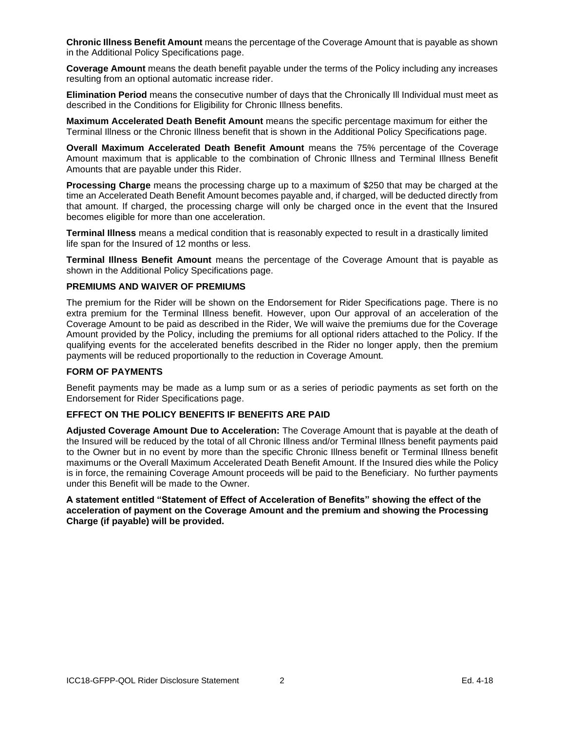**Chronic Illness Benefit Amount** means the percentage of the Coverage Amount that is payable as shown in the Additional Policy Specifications page.

**Coverage Amount** means the death benefit payable under the terms of the Policy including any increases resulting from an optional automatic increase rider.

**Elimination Period** means the consecutive number of days that the Chronically Ill Individual must meet as described in the Conditions for Eligibility for Chronic Illness benefits.

**Maximum Accelerated Death Benefit Amount** means the specific percentage maximum for either the Terminal Illness or the Chronic Illness benefit that is shown in the Additional Policy Specifications page.

**Overall Maximum Accelerated Death Benefit Amount** means the 75% percentage of the Coverage Amount maximum that is applicable to the combination of Chronic Illness and Terminal Illness Benefit Amounts that are payable under this Rider.

**Processing Charge** means the processing charge up to a maximum of $250 that may be charged at the time an Accelerated Death Benefit Amount becomes payable and, if charged, will be deducted directly from that amount. If charged, the processing charge will only be charged once in the event that the Insured becomes eligible for more than one acceleration.

**Terminal Illness** means a medical condition that is reasonably expected to result in a drastically limited life span for the Insured of 12 months or less.

**Terminal Illness Benefit Amount** means the percentage of the Coverage Amount that is payable as shown in the Additional Policy Specifications page.

**PREMIUMS AND WAIVER OF PREMIUMS**

The premium for the Rider will be shown on the Endorsement for Rider Specifications page. There is no extra premium for the Terminal Illness benefit. However, upon Our approval of an acceleration of the Coverage Amount to be paid as described in the Rider, We will waive the premiums due for the Coverage Amount provided by the Policy, including the premiums for all optional riders attached to the Policy. If the qualifying events for the accelerated benefits described in the Rider no longer apply, then the premium payments will be reduced proportionally to the reduction in Coverage Amount.

**FORM OF PAYMENTS**

Benefit payments may be made as a lump sum or as a series of periodic payments as set forth on the Endorsement for Rider Specifications page.

**EFFECT ON THE POLICY BENEFITS IF BENEFITS ARE PAID**

**Adjusted Coverage Amount Due to Acceleration:** The Coverage Amount that is payable at the death of the Insured will be reduced by the total of all Chronic Illness and/or Terminal Illness benefit payments paid to the Owner but in no event by more than the specific Chronic Illness benefit or Terminal Illness benefit maximums or the Overall Maximum Accelerated Death Benefit Amount. If the Insured dies while the Policy is in force, the remaining Coverage Amount proceeds will be paid to the Beneficiary. No further payments under this Benefit will be made to the Owner.

**A statement entitled "Statement of Effect of Acceleration of Benefits" showing the effect of the acceleration of payment on the Coverage Amount and the premium and showing the Processing Charge (if payable) will be provided.**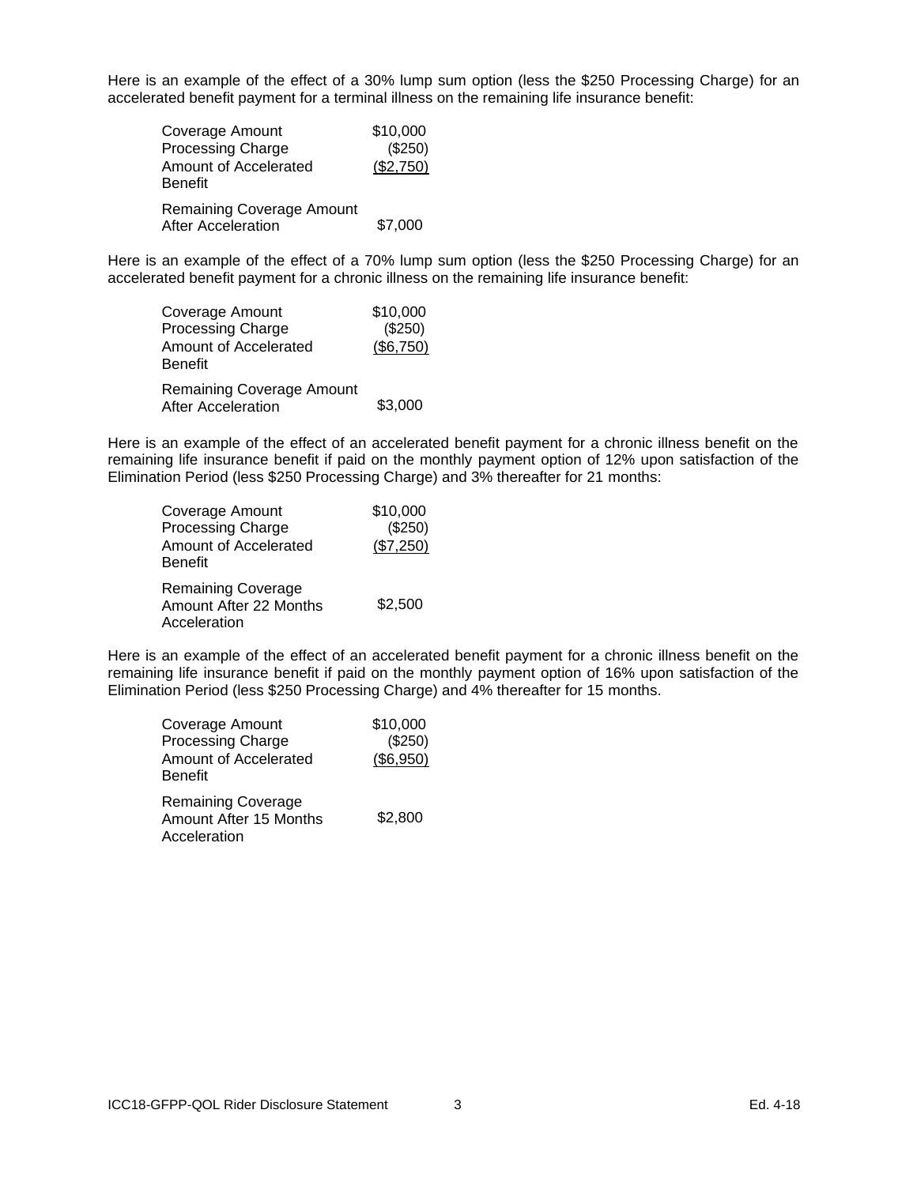Here is an example of the effect of a 30% lump sum option (less the $250 Processing Charge) for an accelerated benefit payment for a terminal illness on the remaining life insurance benefit:

| | |
|---|---|
| Coverage Amount | $10,000 |
| Processing Charge | ($250) |
| Amount of Accelerated Benefit | ($2,750) |
| Remaining Coverage Amount After Acceleration | $7,000 |

Here is an example of the effect of a 70% lump sum option (less the $250 Processing Charge) for an accelerated benefit payment for a chronic illness on the remaining life insurance benefit:

| | |
|---|---|
| Coverage Amount | $10,000 |
| Processing Charge | ($250) |
| Amount of Accelerated Benefit | ($6,750) |
| Remaining Coverage Amount After Acceleration | $3,000 |

Here is an example of the effect of an accelerated benefit payment for a chronic illness benefit on the remaining life insurance benefit if paid on the monthly payment option of 12% upon satisfaction of the Elimination Period (less $250 Processing Charge) and 3% thereafter for 21 months:

| | |
|---|---|
| Coverage Amount | $10,000 |
| Processing Charge | ($250) |
| Amount of Accelerated Benefit | ($7,250) |
| Remaining Coverage Amount After 22 Months Acceleration | $2,500 |

Here is an example of the effect of an accelerated benefit payment for a chronic illness benefit on the remaining life insurance benefit if paid on the monthly payment option of 16% upon satisfaction of the Elimination Period (less $250 Processing Charge) and 4% thereafter for 15 months.

| | |
|---|---|
| Coverage Amount | $10,000 |
| Processing Charge | ($250) |
| Amount of Accelerated Benefit | ($6,950) |
| Remaining Coverage Amount After 15 Months Acceleration | $2,800 |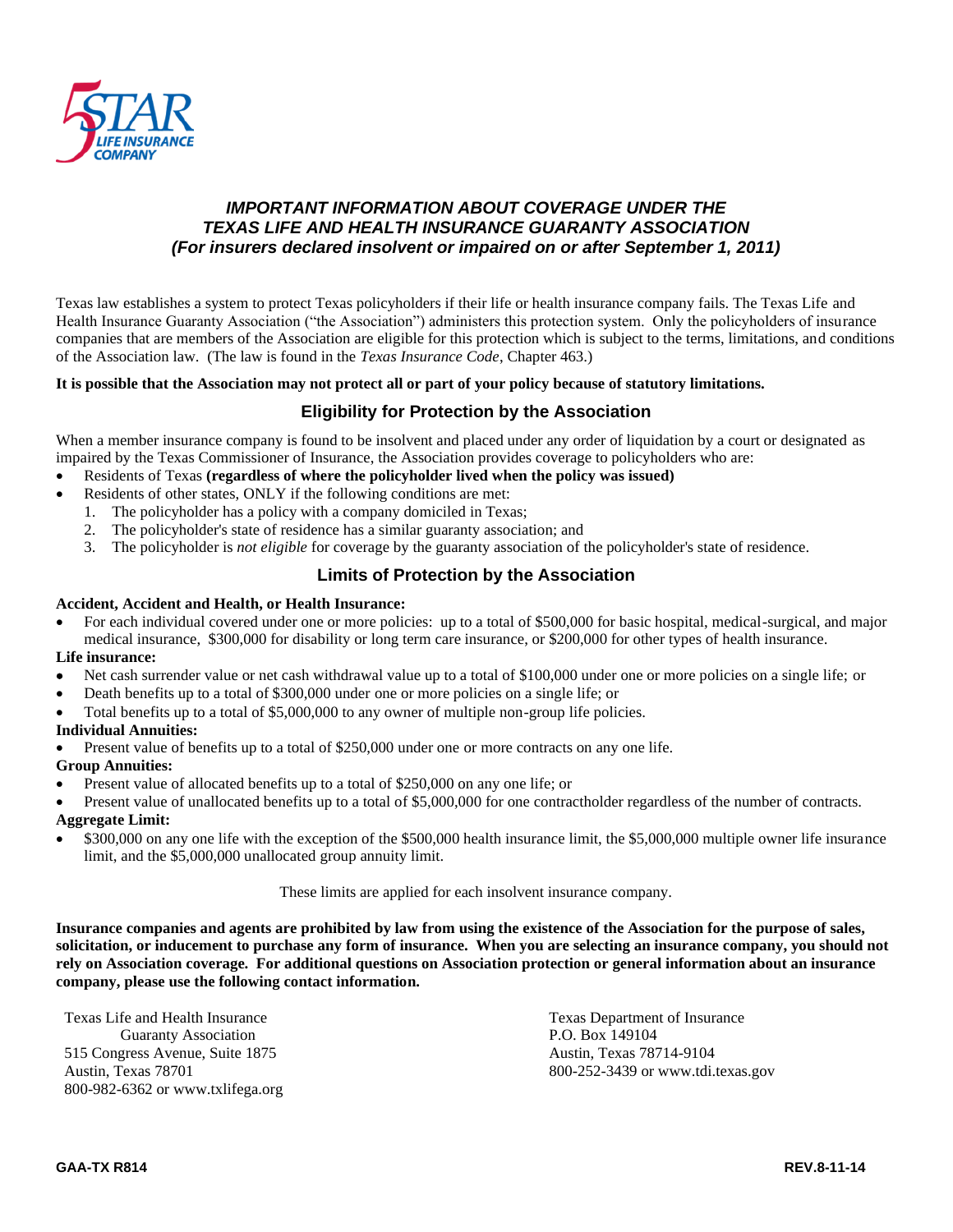5STAR LIFE INSURANCE COMPANY

## *IMPORTANT INFORMATION ABOUT COVERAGE UNDER THE TEXAS LIFE AND HEALTH INSURANCE GUARANTY ASSOCIATION (For insurers declared insolvent or impaired on or after September 1, 2011)*

Texas law establishes a system to protect Texas policyholders if their life or health insurance company fails. The Texas Life and Health Insurance Guaranty Association ("the Association") administers this protection system. Only the policyholders of insurance companies that are members of the Association are eligible for this protection which is subject to the terms, limitations, and conditions of the Association law. (The law is found in the *Texas Insurance Code*, Chapter 463.)

**It is possible that the Association may not protect all or part of your policy because of statutory limitations.**

### Eligibility for Protection by the Association

When a member insurance company is found to be insolvent and placed under any order of liquidation by a court or designated as impaired by the Texas Commissioner of Insurance, the Association provides coverage to policyholders who are:

- Residents of Texas **(regardless of where the policyholder lived when the policy was issued)**
- Residents of other states, ONLY if the following conditions are met:
  1. The policyholder has a policy with a company domiciled in Texas;
  2. The policyholder's state of residence has a similar guaranty association; and
  3. The policyholder is *not eligible* for coverage by the guaranty association of the policyholder's state of residence.

### Limits of Protection by the Association

**Accident, Accident and Health, or Health Insurance:**

- For each individual covered under one or more policies: up to a total of $500,000 for basic hospital, medical-surgical, and major medical insurance, $300,000 for disability or long term care insurance, or $200,000 for other types of health insurance.

**Life insurance:**

- Net cash surrender value or net cash withdrawal value up to a total of $100,000 under one or more policies on a single life; or
- Death benefits up to a total of $300,000 under one or more policies on a single life; or
- Total benefits up to a total of $5,000,000 to any owner of multiple non-group life policies.

**Individual Annuities:**

- Present value of benefits up to a total of $250,000 under one or more contracts on any one life.

**Group Annuities:**

- Present value of allocated benefits up to a total of $250,000 on any one life; or
- Present value of unallocated benefits up to a total of $5,000,000 for one contractholder regardless of the number of contracts.

**Aggregate Limit:**

- $300,000 on any one life with the exception of the $500,000 health insurance limit, the $5,000,000 multiple owner life insurance limit, and the $5,000,000 unallocated group annuity limit.

These limits are applied for each insolvent insurance company.

**Insurance companies and agents are prohibited by law from using the existence of the Association for the purpose of sales, solicitation, or inducement to purchase any form of insurance. When you are selecting an insurance company, you should not rely on Association coverage. For additional questions on Association protection or general information about an insurance company, please use the following contact information.**

Texas Life and Health Insurance Guaranty Association
515 Congress Avenue, Suite 1875
Austin, Texas 78701
800-982-6362 or www.txlifega.org

Texas Department of Insurance
P.O. Box 149104
Austin, Texas 78714-9104
800-252-3439 or www.tdi.texas.gov

**GAA-TX R814** **REV.8-11-14**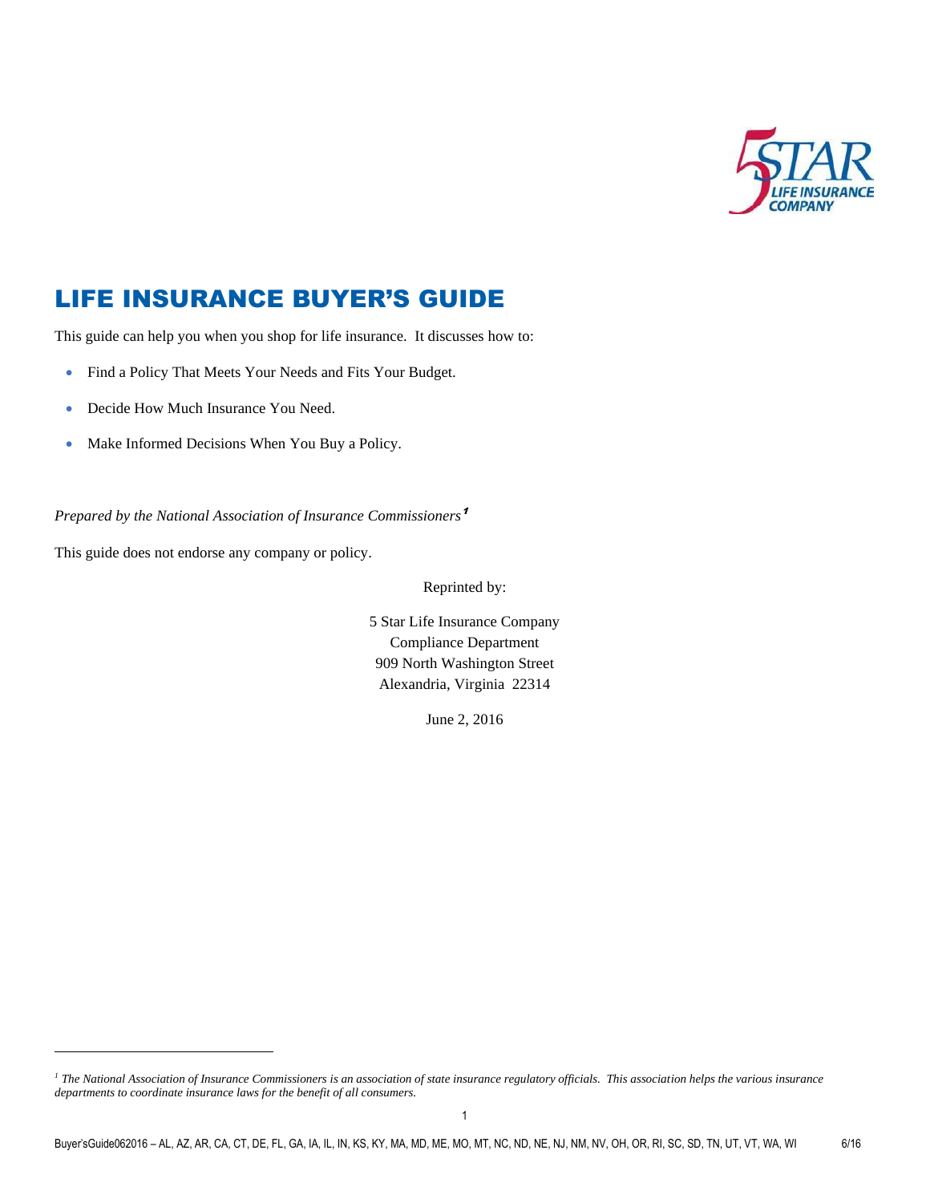# LIFE INSURANCE BUYER'S GUIDE

This guide can help you when you shop for life insurance. It discusses how to:

- Find a Policy That Meets Your Needs and Fits Your Budget.
- Decide How Much Insurance You Need.
- Make Informed Decisions When You Buy a Policy.

*Prepared by the National Association of Insurance Commissioners*[1]

This guide does not endorse any company or policy.

Reprinted by:

5 Star Life Insurance Company
Compliance Department
909 North Washington Street
Alexandria, Virginia 22314

June 2, 2016

[1] *The National Association of Insurance Commissioners is an association of state insurance regulatory officials. This association helps the various insurance departments to coordinate insurance laws for the benefit of all consumers.*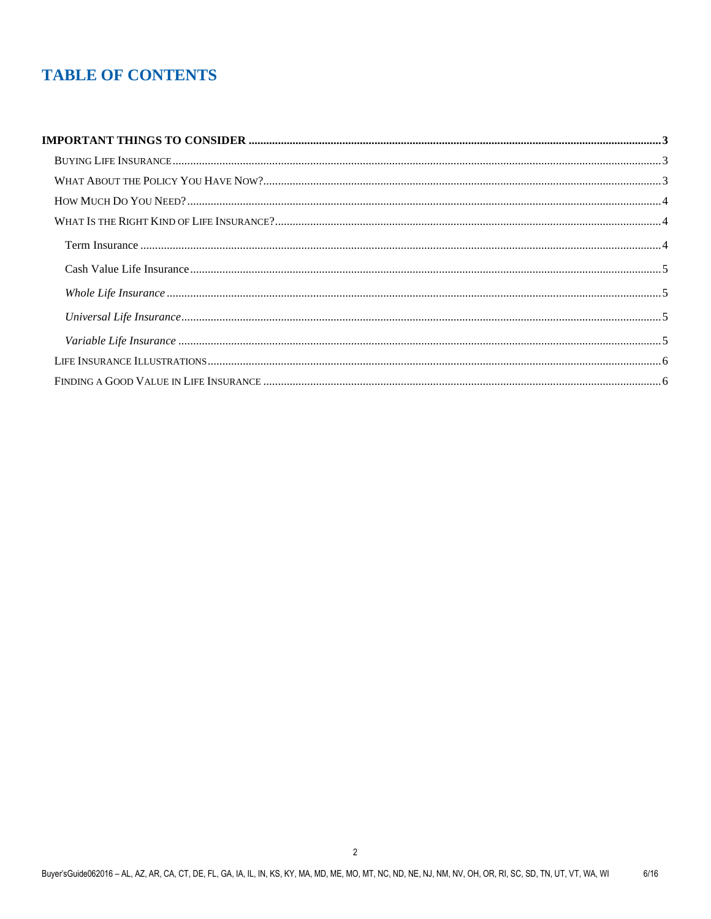# TABLE OF CONTENTS

**IMPORTANT THINGS TO CONSIDER .......... 3**

BUYING LIFE INSURANCE .......... 3

WHAT ABOUT THE POLICY YOU HAVE NOW? .......... 3

HOW MUCH DO YOU NEED? .......... 4

WHAT IS THE RIGHT KIND OF LIFE INSURANCE? .......... 4

Term Insurance .......... 4

Cash Value Life Insurance .......... 5

*Whole Life Insurance* .......... 5

*Universal Life Insurance* .......... 5

*Variable Life Insurance* .......... 5

LIFE INSURANCE ILLUSTRATIONS .......... 6

FINDING A GOOD VALUE IN LIFE INSURANCE .......... 6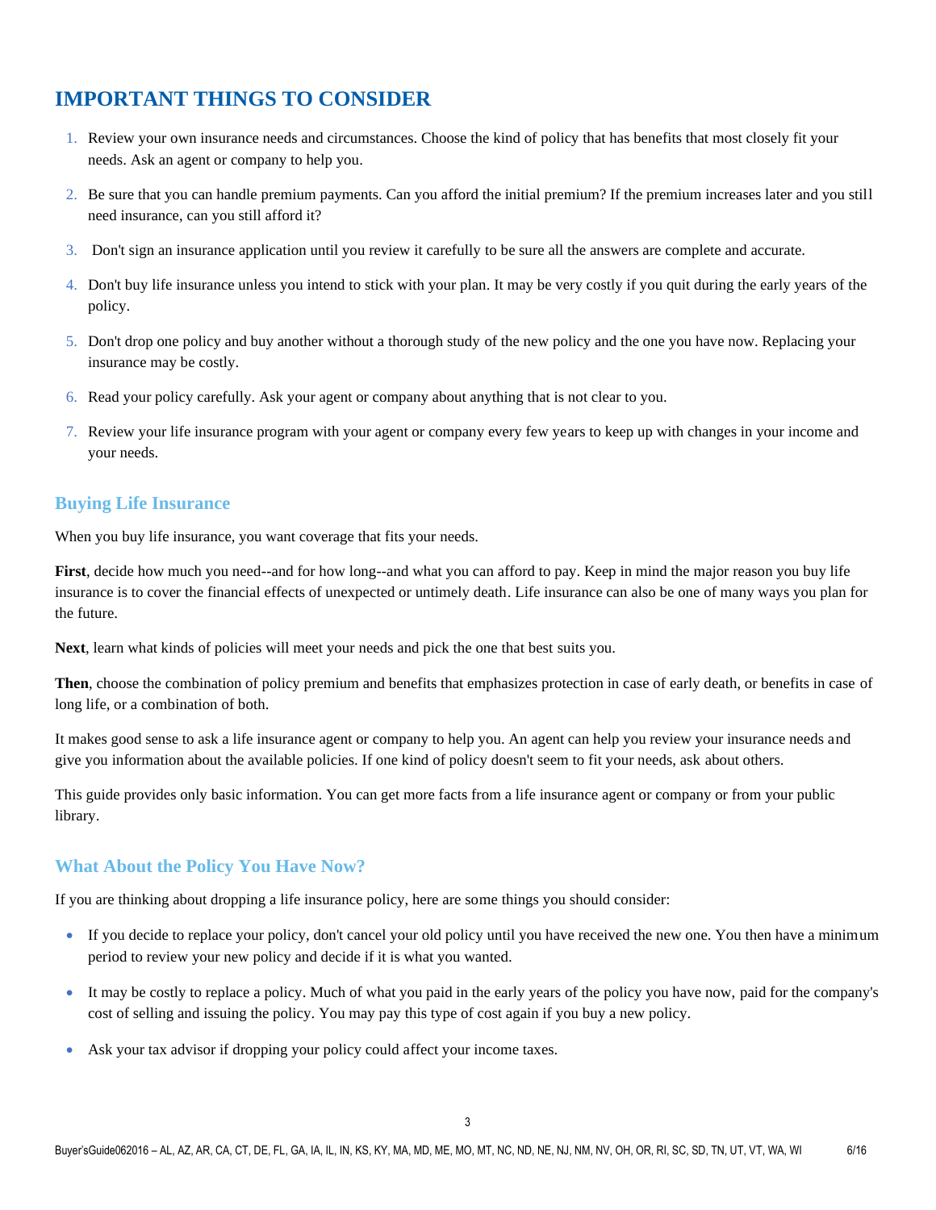# IMPORTANT THINGS TO CONSIDER

1. Review your own insurance needs and circumstances. Choose the kind of policy that has benefits that most closely fit your needs. Ask an agent or company to help you.
2. Be sure that you can handle premium payments. Can you afford the initial premium? If the premium increases later and you still need insurance, can you still afford it?
3. Don't sign an insurance application until you review it carefully to be sure all the answers are complete and accurate.
4. Don't buy life insurance unless you intend to stick with your plan. It may be very costly if you quit during the early years of the policy.
5. Don't drop one policy and buy another without a thorough study of the new policy and the one you have now. Replacing your insurance may be costly.
6. Read your policy carefully. Ask your agent or company about anything that is not clear to you.
7. Review your life insurance program with your agent or company every few years to keep up with changes in your income and your needs.

## Buying Life Insurance

When you buy life insurance, you want coverage that fits your needs.

**First**, decide how much you need--and for how long--and what you can afford to pay. Keep in mind the major reason you buy life insurance is to cover the financial effects of unexpected or untimely death. Life insurance can also be one of many ways you plan for the future.

**Next**, learn what kinds of policies will meet your needs and pick the one that best suits you.

**Then**, choose the combination of policy premium and benefits that emphasizes protection in case of early death, or benefits in case of long life, or a combination of both.

It makes good sense to ask a life insurance agent or company to help you. An agent can help you review your insurance needs and give you information about the available policies. If one kind of policy doesn't seem to fit your needs, ask about others.

This guide provides only basic information. You can get more facts from a life insurance agent or company or from your public library.

## What About the Policy You Have Now?

If you are thinking about dropping a life insurance policy, here are some things you should consider:

- If you decide to replace your policy, don't cancel your old policy until you have received the new one. You then have a minimum period to review your new policy and decide if it is what you wanted.
- It may be costly to replace a policy. Much of what you paid in the early years of the policy you have now, paid for the company's cost of selling and issuing the policy. You may pay this type of cost again if you buy a new policy.
- Ask your tax advisor if dropping your policy could affect your income taxes.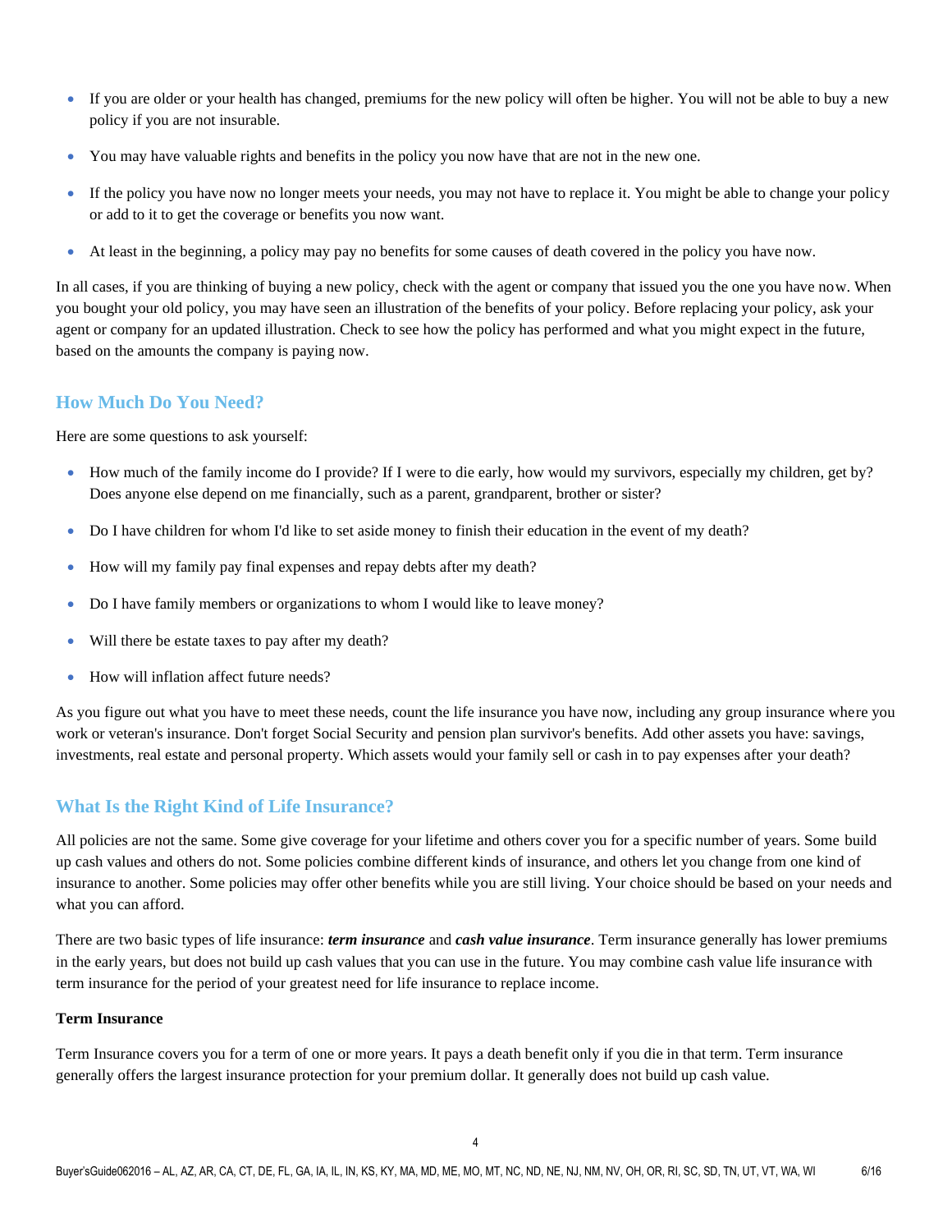- If you are older or your health has changed, premiums for the new policy will often be higher. You will not be able to buy a new policy if you are not insurable.
- You may have valuable rights and benefits in the policy you now have that are not in the new one.
- If the policy you have now no longer meets your needs, you may not have to replace it. You might be able to change your policy or add to it to get the coverage or benefits you now want.
- At least in the beginning, a policy may pay no benefits for some causes of death covered in the policy you have now.

In all cases, if you are thinking of buying a new policy, check with the agent or company that issued you the one you have now. When you bought your old policy, you may have seen an illustration of the benefits of your policy. Before replacing your policy, ask your agent or company for an updated illustration. Check to see how the policy has performed and what you might expect in the future, based on the amounts the company is paying now.

## How Much Do You Need?

Here are some questions to ask yourself:

- How much of the family income do I provide? If I were to die early, how would my survivors, especially my children, get by? Does anyone else depend on me financially, such as a parent, grandparent, brother or sister?
- Do I have children for whom I'd like to set aside money to finish their education in the event of my death?
- How will my family pay final expenses and repay debts after my death?
- Do I have family members or organizations to whom I would like to leave money?
- Will there be estate taxes to pay after my death?
- How will inflation affect future needs?

As you figure out what you have to meet these needs, count the life insurance you have now, including any group insurance where you work or veteran's insurance. Don't forget Social Security and pension plan survivor's benefits. Add other assets you have: savings, investments, real estate and personal property. Which assets would your family sell or cash in to pay expenses after your death?

## What Is the Right Kind of Life Insurance?

All policies are not the same. Some give coverage for your lifetime and others cover you for a specific number of years. Some build up cash values and others do not. Some policies combine different kinds of insurance, and others let you change from one kind of insurance to another. Some policies may offer other benefits while you are still living. Your choice should be based on your needs and what you can afford.

There are two basic types of life insurance: ***term insurance*** and ***cash value insurance***. Term insurance generally has lower premiums in the early years, but does not build up cash values that you can use in the future. You may combine cash value life insurance with term insurance for the period of your greatest need for life insurance to replace income.

**Term Insurance**

Term Insurance covers you for a term of one or more years. It pays a death benefit only if you die in that term. Term insurance generally offers the largest insurance protection for your premium dollar. It generally does not build up cash value.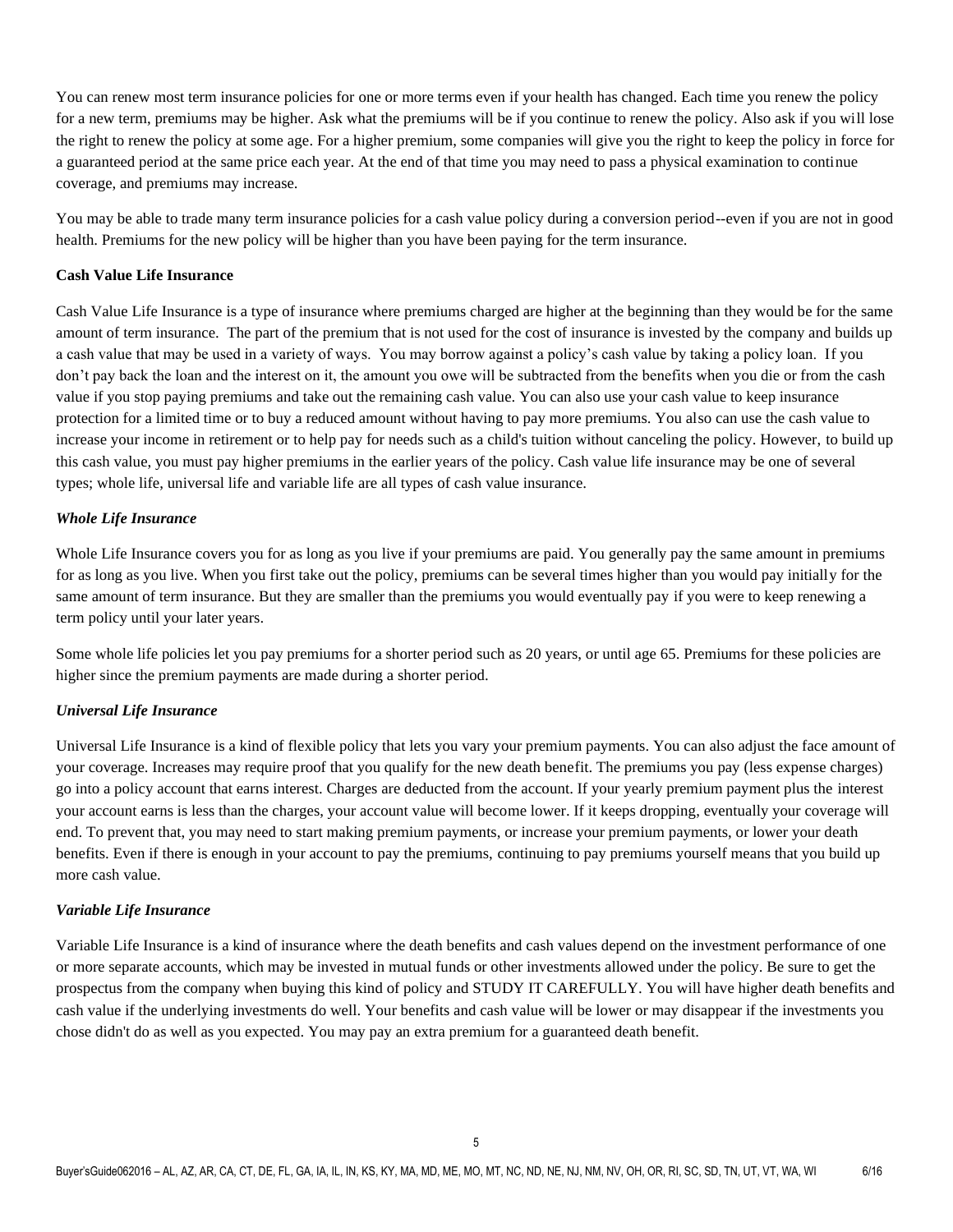You can renew most term insurance policies for one or more terms even if your health has changed. Each time you renew the policy for a new term, premiums may be higher. Ask what the premiums will be if you continue to renew the policy. Also ask if you will lose the right to renew the policy at some age. For a higher premium, some companies will give you the right to keep the policy in force for a guaranteed period at the same price each year. At the end of that time you may need to pass a physical examination to continue coverage, and premiums may increase.

You may be able to trade many term insurance policies for a cash value policy during a conversion period--even if you are not in good health. Premiums for the new policy will be higher than you have been paying for the term insurance.

**Cash Value Life Insurance**

Cash Value Life Insurance is a type of insurance where premiums charged are higher at the beginning than they would be for the same amount of term insurance. The part of the premium that is not used for the cost of insurance is invested by the company and builds up a cash value that may be used in a variety of ways. You may borrow against a policy's cash value by taking a policy loan. If you don't pay back the loan and the interest on it, the amount you owe will be subtracted from the benefits when you die or from the cash value if you stop paying premiums and take out the remaining cash value. You can also use your cash value to keep insurance protection for a limited time or to buy a reduced amount without having to pay more premiums. You also can use the cash value to increase your income in retirement or to help pay for needs such as a child's tuition without canceling the policy. However, to build up this cash value, you must pay higher premiums in the earlier years of the policy. Cash value life insurance may be one of several types; whole life, universal life and variable life are all types of cash value insurance.

***Whole Life Insurance***

Whole Life Insurance covers you for as long as you live if your premiums are paid. You generally pay the same amount in premiums for as long as you live. When you first take out the policy, premiums can be several times higher than you would pay initially for the same amount of term insurance. But they are smaller than the premiums you would eventually pay if you were to keep renewing a term policy until your later years.

Some whole life policies let you pay premiums for a shorter period such as 20 years, or until age 65. Premiums for these policies are higher since the premium payments are made during a shorter period.

***Universal Life Insurance***

Universal Life Insurance is a kind of flexible policy that lets you vary your premium payments. You can also adjust the face amount of your coverage. Increases may require proof that you qualify for the new death benefit. The premiums you pay (less expense charges) go into a policy account that earns interest. Charges are deducted from the account. If your yearly premium payment plus the interest your account earns is less than the charges, your account value will become lower. If it keeps dropping, eventually your coverage will end. To prevent that, you may need to start making premium payments, or increase your premium payments, or lower your death benefits. Even if there is enough in your account to pay the premiums, continuing to pay premiums yourself means that you build up more cash value.

***Variable Life Insurance***

Variable Life Insurance is a kind of insurance where the death benefits and cash values depend on the investment performance of one or more separate accounts, which may be invested in mutual funds or other investments allowed under the policy. Be sure to get the prospectus from the company when buying this kind of policy and STUDY IT CAREFULLY. You will have higher death benefits and cash value if the underlying investments do well. Your benefits and cash value will be lower or may disappear if the investments you chose didn't do as well as you expected. You may pay an extra premium for a guaranteed death benefit.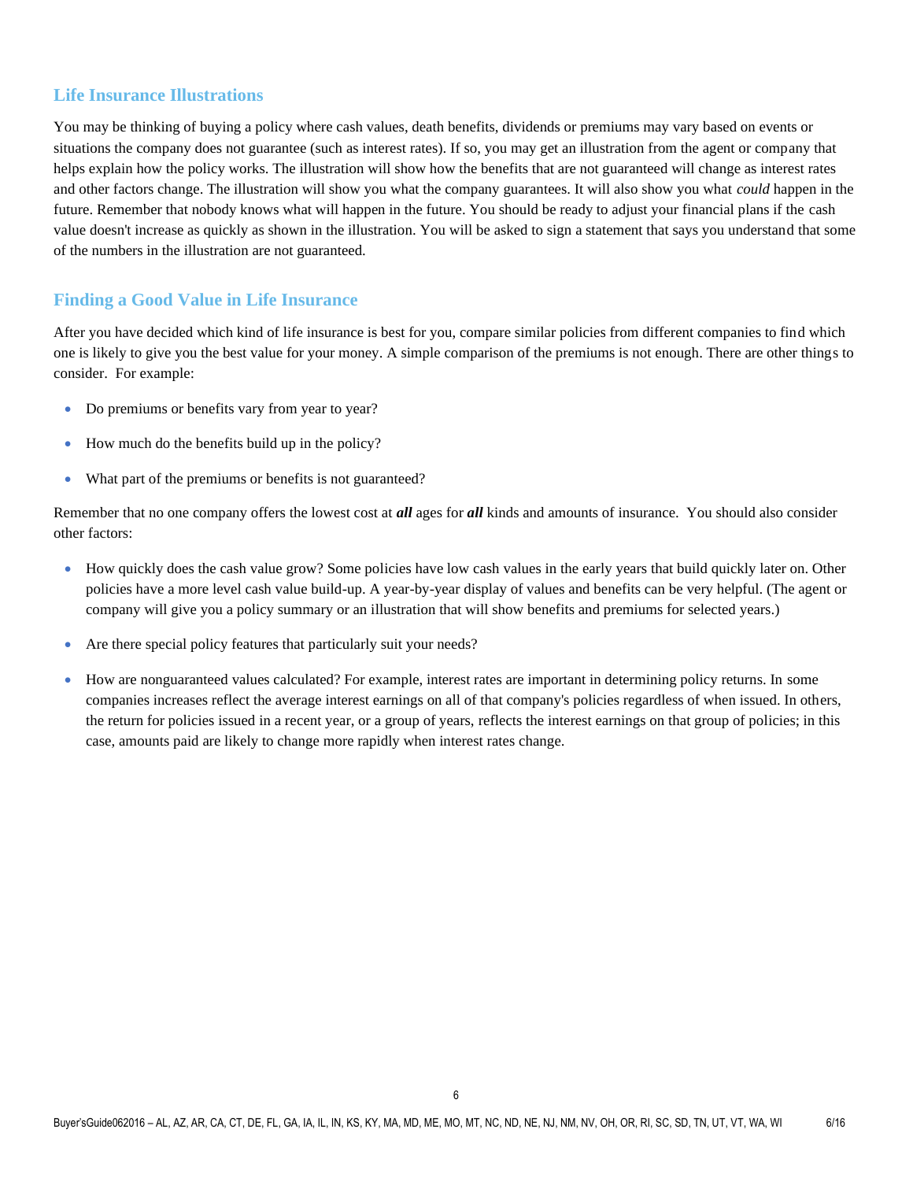## Life Insurance Illustrations

You may be thinking of buying a policy where cash values, death benefits, dividends or premiums may vary based on events or situations the company does not guarantee (such as interest rates). If so, you may get an illustration from the agent or company that helps explain how the policy works. The illustration will show how the benefits that are not guaranteed will change as interest rates and other factors change. The illustration will show you what the company guarantees. It will also show you what *could* happen in the future. Remember that nobody knows what will happen in the future. You should be ready to adjust your financial plans if the cash value doesn't increase as quickly as shown in the illustration. You will be asked to sign a statement that says you understand that some of the numbers in the illustration are not guaranteed.

## Finding a Good Value in Life Insurance

After you have decided which kind of life insurance is best for you, compare similar policies from different companies to find which one is likely to give you the best value for your money. A simple comparison of the premiums is not enough. There are other things to consider. For example:

- Do premiums or benefits vary from year to year?
- How much do the benefits build up in the policy?
- What part of the premiums or benefits is not guaranteed?

Remember that no one company offers the lowest cost at ***all*** ages for ***all*** kinds and amounts of insurance. You should also consider other factors:

- How quickly does the cash value grow? Some policies have low cash values in the early years that build quickly later on. Other policies have a more level cash value build-up. A year-by-year display of values and benefits can be very helpful. (The agent or company will give you a policy summary or an illustration that will show benefits and premiums for selected years.)
- Are there special policy features that particularly suit your needs?
- How are nonguaranteed values calculated? For example, interest rates are important in determining policy returns. In some companies increases reflect the average interest earnings on all of that company's policies regardless of when issued. In others, the return for policies issued in a recent year, or a group of years, reflects the interest earnings on that group of policies; in this case, amounts paid are likely to change more rapidly when interest rates change.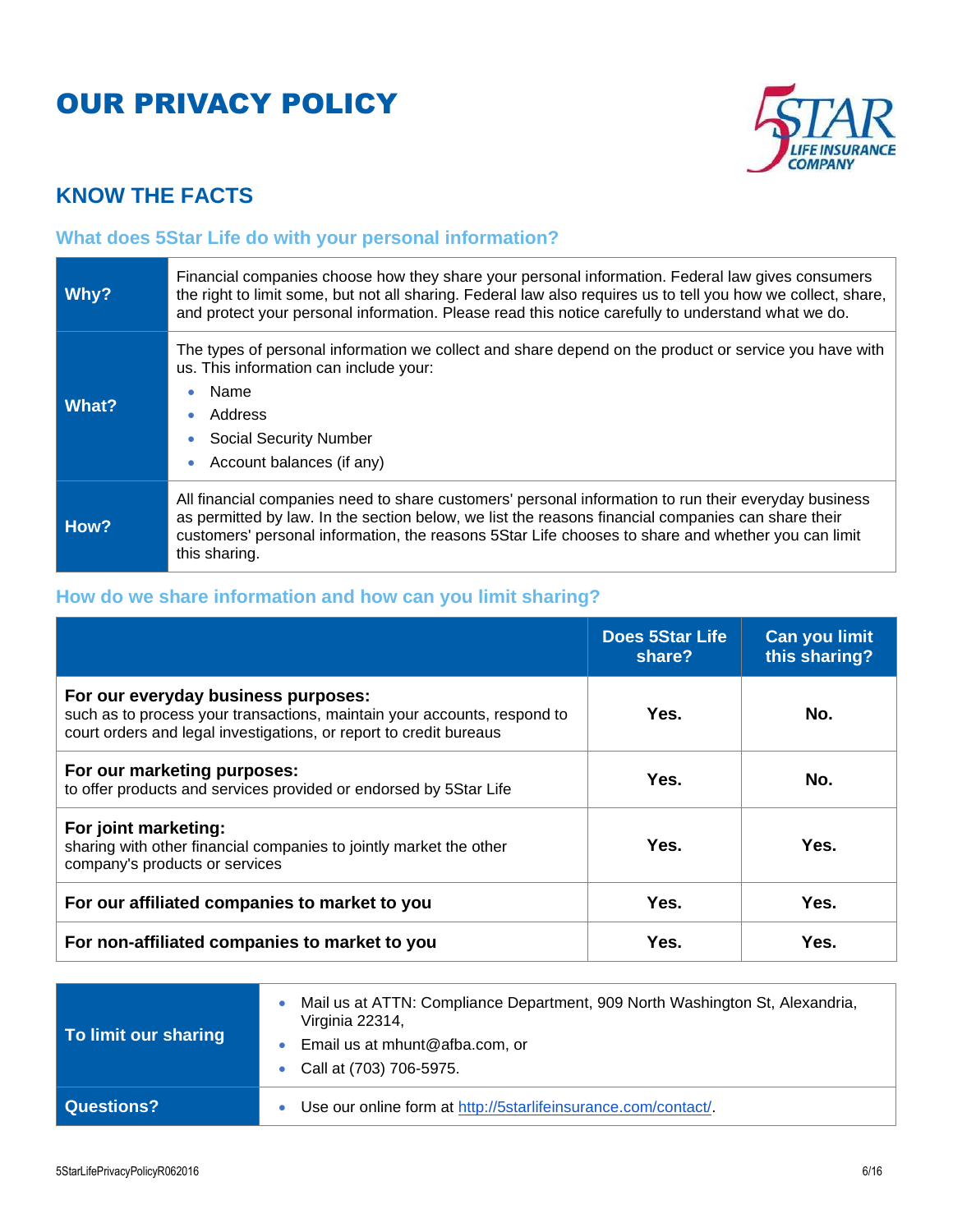# OUR PRIVACY POLICY

## KNOW THE FACTS

### What does 5Star Life do with your personal information?

| | |
|---|---|
| **Why?** | Financial companies choose how they share your personal information. Federal law gives consumers the right to limit some, but not all sharing. Federal law also requires us to tell you how we collect, share, and protect your personal information. Please read this notice carefully to understand what we do. |
| **What?** | The types of personal information we collect and share depend on the product or service you have with us. This information can include your:<br>• Name<br>• Address<br>• Social Security Number<br>• Account balances (if any) |
| **How?** | All financial companies need to share customers' personal information to run their everyday business as permitted by law. In the section below, we list the reasons financial companies can share their customers' personal information, the reasons 5Star Life chooses to share and whether you can limit this sharing. |

### How do we share information and how can you limit sharing?

| | Does 5Star Life share? | Can you limit this sharing? |
|---|---|---|
| **For our everyday business purposes:** such as to process your transactions, maintain your accounts, respond to court orders and legal investigations, or report to credit bureaus | Yes. | No. |
| **For our marketing purposes:** to offer products and services provided or endorsed by 5Star Life | Yes. | No. |
| **For joint marketing:** sharing with other financial companies to jointly market the other company's products or services | Yes. | Yes. |
| **For our affiliated companies to market to you** | Yes. | Yes. |
| **For non-affiliated companies to market to you** | Yes. | Yes. |

| | |
|---|---|
| **To limit our sharing** | • Mail us at ATTN: Compliance Department, 909 North Washington St, Alexandria, Virginia 22314,<br>• Email us at mhunt@afba.com, or<br>• Call at (703) 706-5975. |
| **Questions?** | • Use our online form at http://5starlifeinsurance.com/contact/. |

5StarLifePrivacyPolicyR062016 6/16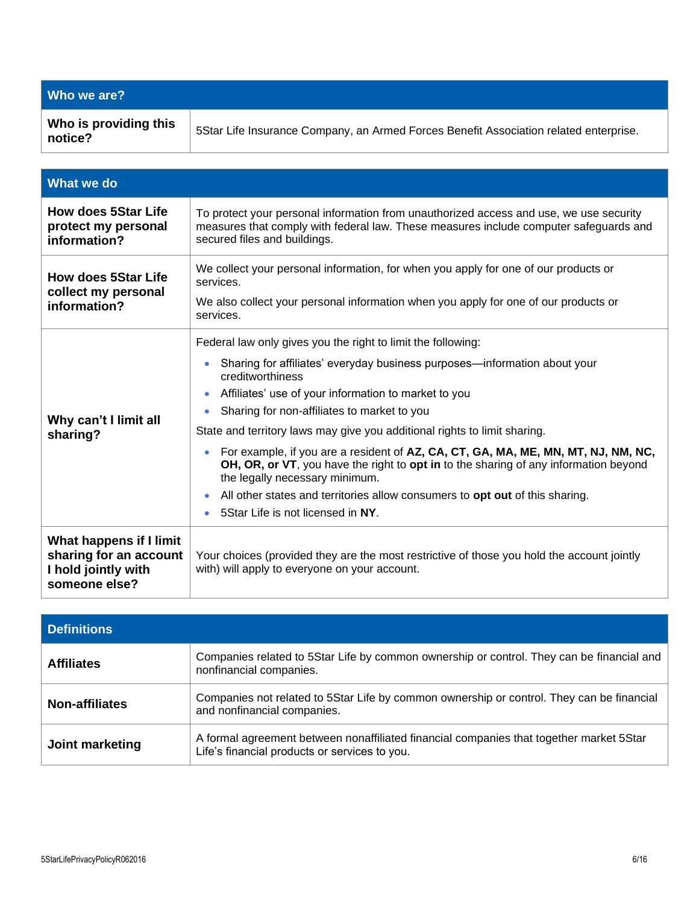| Who we are? | |
|---|---|
| **Who is providing this notice?** | 5Star Life Insurance Company, an Armed Forces Benefit Association related enterprise. |

| What we do | |
|---|---|
| **How does 5Star Life protect my personal information?** | To protect your personal information from unauthorized access and use, we use security measures that comply with federal law. These measures include computer safeguards and secured files and buildings. |
| **How does 5Star Life collect my personal information?** | We collect your personal information, for when you apply for one of our products or services.<br><br>We also collect your personal information when you apply for one of our products or services. |
| **Why can't I limit all sharing?** | Federal law only gives you the right to limit the following:<br>• Sharing for affiliates' everyday business purposes—information about your creditworthiness<br>• Affiliates' use of your information to market to you<br>• Sharing for non-affiliates to market to you<br><br>State and territory laws may give you additional rights to limit sharing.<br>• For example, if you are a resident of **AZ, CA, CT, GA, MA, ME, MN, MT, NJ, NM, NC, OH, OR, or VT**, you have the right to **opt in** to the sharing of any information beyond the legally necessary minimum.<br>• All other states and territories allow consumers to **opt out** of this sharing.<br>• 5Star Life is not licensed in **NY**. |
| **What happens if I limit sharing for an account I hold jointly with someone else?** | Your choices (provided they are the most restrictive of those you hold the account jointly with) will apply to everyone on your account. |

| Definitions | |
|---|---|
| **Affiliates** | Companies related to 5Star Life by common ownership or control. They can be financial and nonfinancial companies. |
| **Non-affiliates** | Companies not related to 5Star Life by common ownership or control. They can be financial and nonfinancial companies. |
| **Joint marketing** | A formal agreement between nonaffiliated financial companies that together market 5Star Life's financial products or services to you. |

5StarLifePrivacyPolicyR062016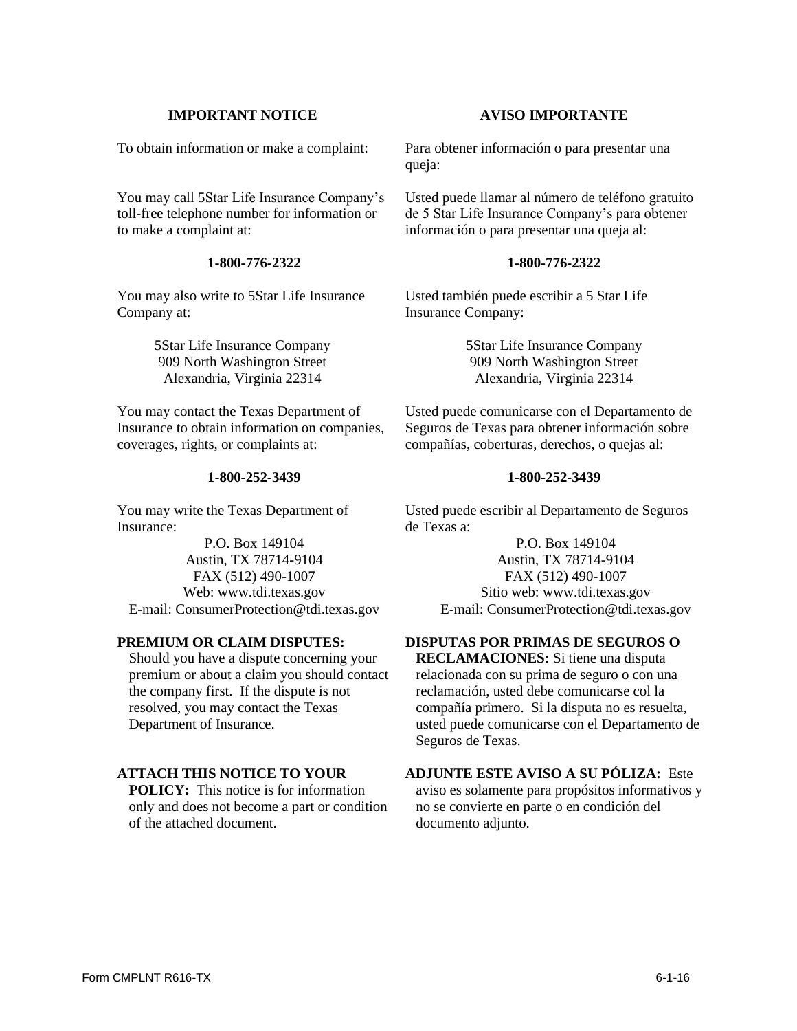## IMPORTANT NOTICE

To obtain information or make a complaint:

You may call 5Star Life Insurance Company's toll-free telephone number for information or to make a complaint at:

**1-800-776-2322**

You may also write to 5Star Life Insurance Company at:

5Star Life Insurance Company
909 North Washington Street
Alexandria, Virginia 22314

You may contact the Texas Department of Insurance to obtain information on companies, coverages, rights, or complaints at:

**1-800-252-3439**

You may write the Texas Department of Insurance:

P.O. Box 149104
Austin, TX 78714-9104
FAX (512) 490-1007
Web: www.tdi.texas.gov
E-mail: ConsumerProtection@tdi.texas.gov

**PREMIUM OR CLAIM DISPUTES:** Should you have a dispute concerning your premium or about a claim you should contact the company first. If the dispute is not resolved, you may contact the Texas Department of Insurance.

**ATTACH THIS NOTICE TO YOUR POLICY:** This notice is for information only and does not become a part or condition of the attached document.

## AVISO IMPORTANTE

Para obtener información o para presentar una queja:

Usted puede llamar al número de teléfono gratuito de 5 Star Life Insurance Company's para obtener información o para presentar una queja al:

**1-800-776-2322**

Usted también puede escribir a 5 Star Life Insurance Company:

5Star Life Insurance Company
909 North Washington Street
Alexandria, Virginia 22314

Usted puede comunicarse con el Departamento de Seguros de Texas para obtener información sobre compañías, coberturas, derechos, o quejas al:

**1-800-252-3439**

Usted puede escribir al Departamento de Seguros de Texas a:

P.O. Box 149104
Austin, TX 78714-9104
FAX (512) 490-1007
Sitio web: www.tdi.texas.gov
E-mail: ConsumerProtection@tdi.texas.gov

**DISPUTAS POR PRIMAS DE SEGUROS O RECLAMACIONES:** Si tiene una disputa relacionada con su prima de seguro o con una reclamación, usted debe comunicarse col la compañía primero. Si la disputa no es resuelta, usted puede comunicarse con el Departamento de Seguros de Texas.

**ADJUNTE ESTE AVISO A SU PÓLIZA:** Este aviso es solamente para propósitos informativos y no se convierte en parte o en condición del documento adjunto.

Form CMPLNT R616-TX 6-1-16